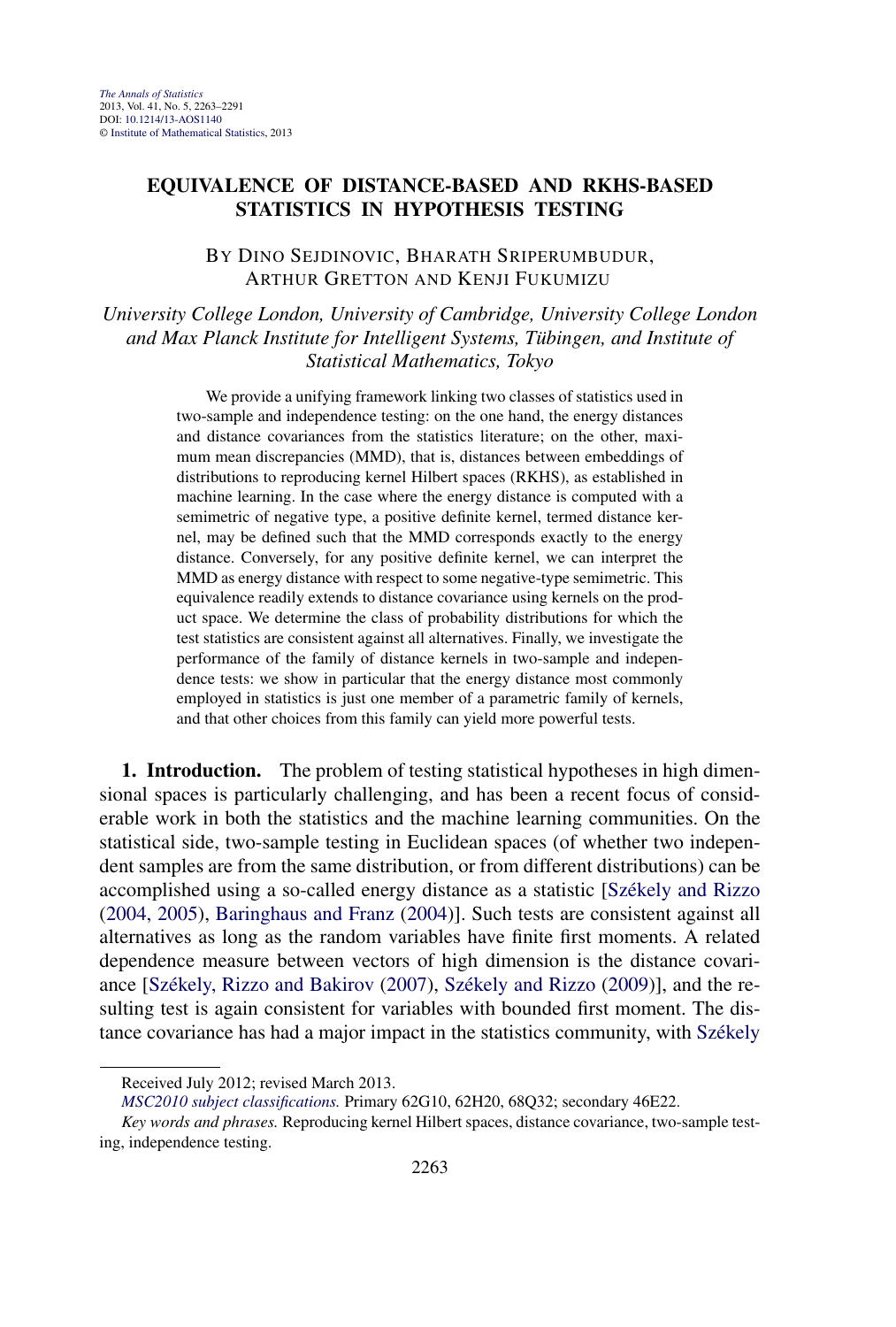# EQUIVALENCE OF DISTANCE-BASED AND RKHS-BASED STATISTICS IN HYPOTHESIS TESTING

BY DINO SEJDINOVIC, BHARATH SRIPERUMBUDUR, ARTHUR GRETTON AND KENJI FUKUMIZU

*University College London, University of Cambridge, University College London and Max Planck Institute for Intelligent Systems, Tübingen, and Institute of Statistical Mathematics, Tokyo*

We provide a unifying framework linking two classes of statistics used in two-sample and independence testing: on the one hand, the energy distances and distance covariances from the statistics literature; on the other, maximum mean discrepancies (MMD), that is, distances between embeddings of distributions to reproducing kernel Hilbert spaces (RKHS), as established in machine learning. In the case where the energy distance is computed with a semimetric of negative type, a positive definite kernel, termed distance kernel, may be defined such that the MMD corresponds exactly to the energy distance. Conversely, for any positive definite kernel, we can interpret the MMD as energy distance with respect to some negative-type semimetric. This equivalence readily extends to distance covariance using kernels on the product space. We determine the class of probability distributions for which the test statistics are consistent against all alternatives. Finally, we investigate the performance of the family of distance kernels in two-sample and independence tests: we show in particular that the energy distance most commonly employed in statistics is just one member of a parametric family of kernels, and that other choices from this family can yield more powerful tests.

**1. Introduction.** The problem of testing statistical hypotheses in high dimensional spaces is particularly challenging, and has been a recent focus of considerable work in both the statistics and the machine learning communities. On the statistical side, two-sample testing in Euclidean spaces (of whether two independent samples are from the same distribution, or from different distributions) can be accomplished using a so-called energy distance as a statistic [Székely and Rizzo (2004, 2005), Baringhaus and Franz (2004)]. Such tests are consistent against all alternatives as long as the random variables have finite first moments. A related dependence measure between vectors of high dimension is the distance covariance [Székely, Rizzo and Bakirov (2007), Székely and Rizzo (2009)], and the resulting test is again consistent for variables with bounded first moment. The distance covariance has had a major impact in the statistics community, with Székely

---

Received July 2012; revised March 2013.

*MSC2010 subject classifications.* Primary 62G10, 62H20, 68Q32; secondary 46E22.

*Key words and phrases.* Reproducing kernel Hilbert spaces, distance covariance, two-sample testing, independence testing.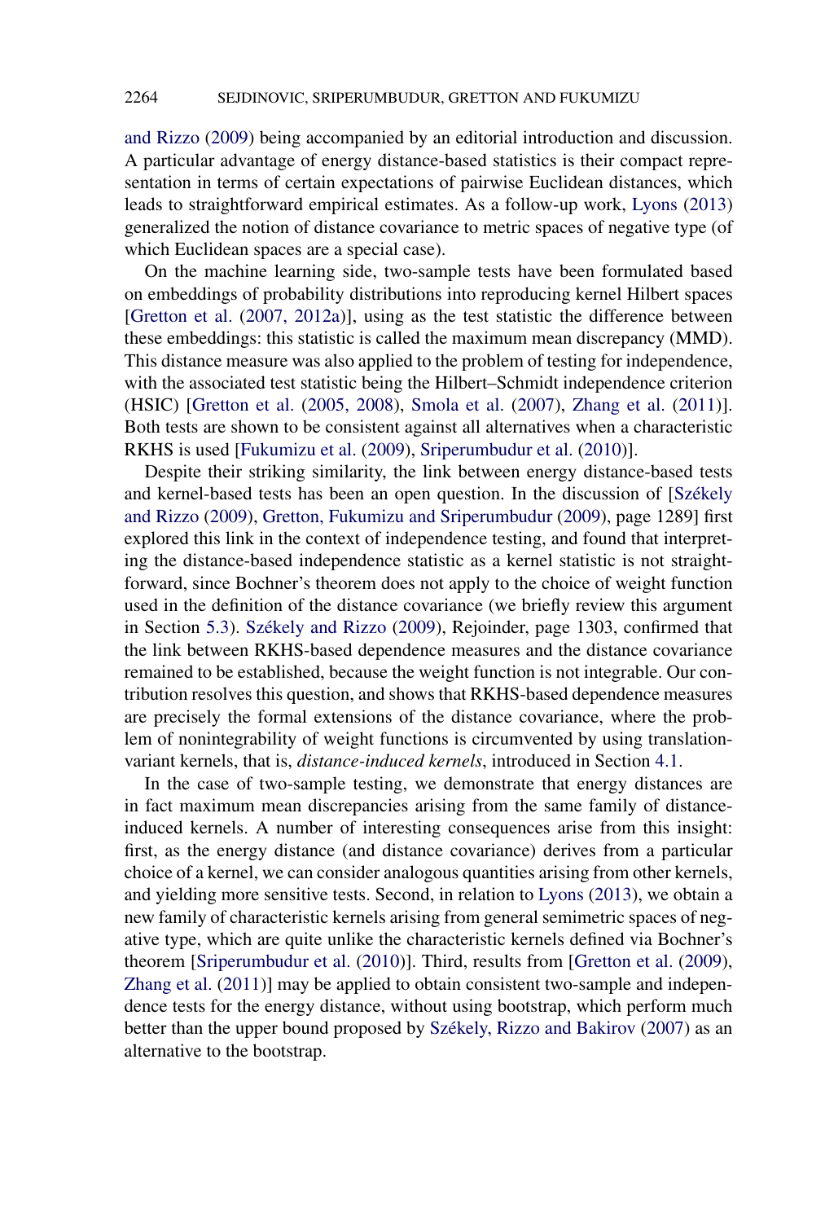and Rizzo (2009) being accompanied by an editorial introduction and discussion. A particular advantage of energy distance-based statistics is their compact representation in terms of certain expectations of pairwise Euclidean distances, which leads to straightforward empirical estimates. As a follow-up work, Lyons (2013) generalized the notion of distance covariance to metric spaces of negative type (of which Euclidean spaces are a special case).

On the machine learning side, two-sample tests have been formulated based on embeddings of probability distributions into reproducing kernel Hilbert spaces [Gretton et al. (2007, 2012a)], using as the test statistic the difference between these embeddings: this statistic is called the maximum mean discrepancy (MMD). This distance measure was also applied to the problem of testing for independence, with the associated test statistic being the Hilbert–Schmidt independence criterion (HSIC) [Gretton et al. (2005, 2008), Smola et al. (2007), Zhang et al. (2011)]. Both tests are shown to be consistent against all alternatives when a characteristic RKHS is used [Fukumizu et al. (2009), Sriperumbudur et al. (2010)].

Despite their striking similarity, the link between energy distance-based tests and kernel-based tests has been an open question. In the discussion of [Székely and Rizzo (2009), Gretton, Fukumizu and Sriperumbudur (2009), page 1289] first explored this link in the context of independence testing, and found that interpreting the distance-based independence statistic as a kernel statistic is not straightforward, since Bochner's theorem does not apply to the choice of weight function used in the definition of the distance covariance (we briefly review this argument in Section 5.3). Székely and Rizzo (2009), Rejoinder, page 1303, confirmed that the link between RKHS-based dependence measures and the distance covariance remained to be established, because the weight function is not integrable. Our contribution resolves this question, and shows that RKHS-based dependence measures are precisely the formal extensions of the distance covariance, where the problem of nonintegrability of weight functions is circumvented by using translation-variant kernels, that is, *distance-induced kernels*, introduced in Section 4.1.

In the case of two-sample testing, we demonstrate that energy distances are in fact maximum mean discrepancies arising from the same family of distance-induced kernels. A number of interesting consequences arise from this insight: first, as the energy distance (and distance covariance) derives from a particular choice of a kernel, we can consider analogous quantities arising from other kernels, and yielding more sensitive tests. Second, in relation to Lyons (2013), we obtain a new family of characteristic kernels arising from general semimetric spaces of negative type, which are quite unlike the characteristic kernels defined via Bochner's theorem [Sriperumbudur et al. (2010)]. Third, results from [Gretton et al. (2009), Zhang et al. (2011)] may be applied to obtain consistent two-sample and independence tests for the energy distance, without using bootstrap, which perform much better than the upper bound proposed by Székely, Rizzo and Bakirov (2007) as an alternative to the bootstrap.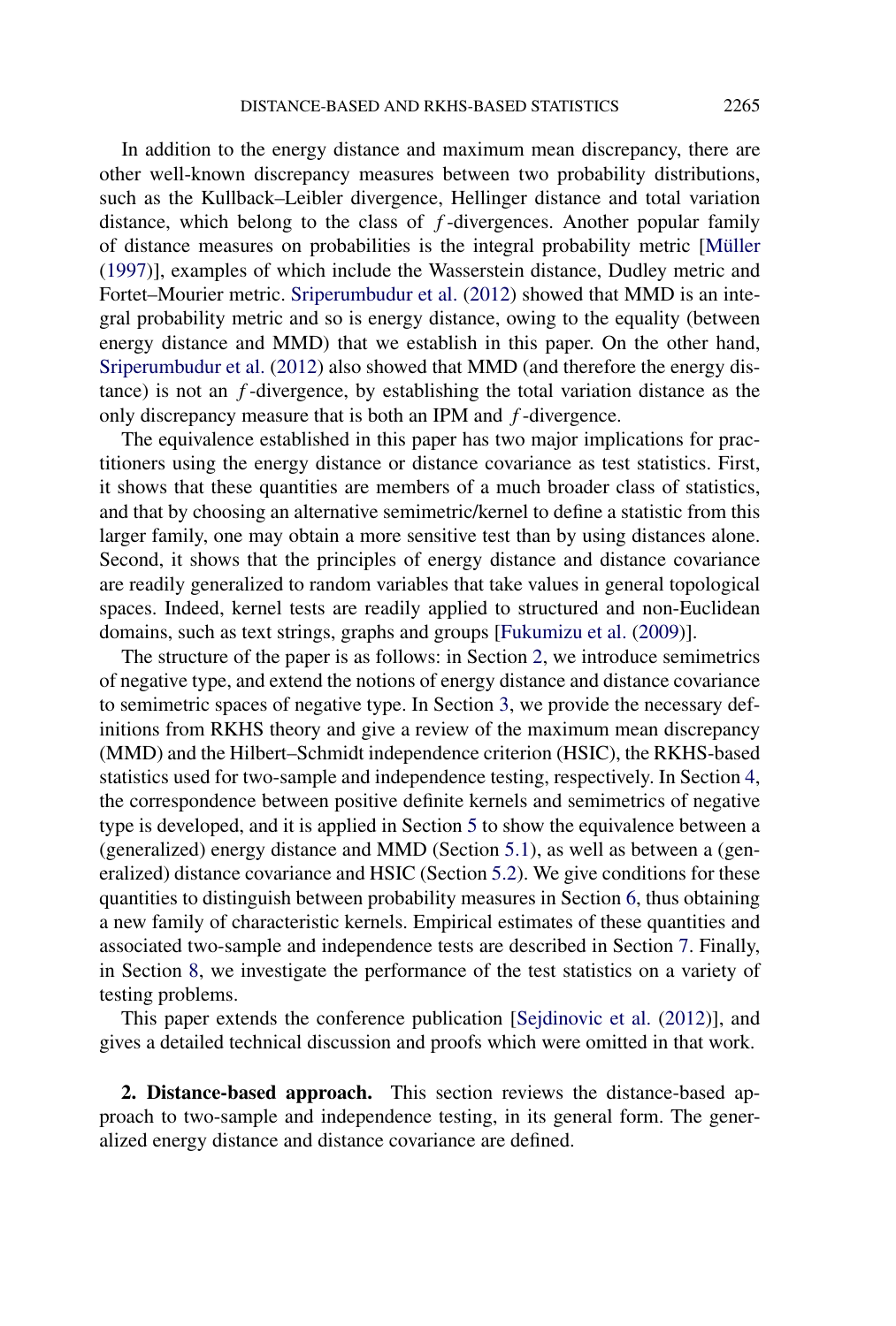In addition to the energy distance and maximum mean discrepancy, there are other well-known discrepancy measures between two probability distributions, such as the Kullback–Leibler divergence, Hellinger distance and total variation distance, which belong to the class of $f$-divergences. Another popular family of distance measures on probabilities is the integral probability metric [Müller (1997)], examples of which include the Wasserstein distance, Dudley metric and Fortet–Mourier metric. Sriperumbudur et al. (2012) showed that MMD is an integral probability metric and so is energy distance, owing to the equality (between energy distance and MMD) that we establish in this paper. On the other hand, Sriperumbudur et al. (2012) also showed that MMD (and therefore the energy distance) is not an $f$-divergence, by establishing the total variation distance as the only discrepancy measure that is both an IPM and $f$-divergence.

The equivalence established in this paper has two major implications for practitioners using the energy distance or distance covariance as test statistics. First, it shows that these quantities are members of a much broader class of statistics, and that by choosing an alternative semimetric/kernel to define a statistic from this larger family, one may obtain a more sensitive test than by using distances alone. Second, it shows that the principles of energy distance and distance covariance are readily generalized to random variables that take values in general topological spaces. Indeed, kernel tests are readily applied to structured and non-Euclidean domains, such as text strings, graphs and groups [Fukumizu et al. (2009)].

The structure of the paper is as follows: in Section 2, we introduce semimetrics of negative type, and extend the notions of energy distance and distance covariance to semimetric spaces of negative type. In Section 3, we provide the necessary definitions from RKHS theory and give a review of the maximum mean discrepancy (MMD) and the Hilbert–Schmidt independence criterion (HSIC), the RKHS-based statistics used for two-sample and independence testing, respectively. In Section 4, the correspondence between positive definite kernels and semimetrics of negative type is developed, and it is applied in Section 5 to show the equivalence between a (generalized) energy distance and MMD (Section 5.1), as well as between a (generalized) distance covariance and HSIC (Section 5.2). We give conditions for these quantities to distinguish between probability measures in Section 6, thus obtaining a new family of characteristic kernels. Empirical estimates of these quantities and associated two-sample and independence tests are described in Section 7. Finally, in Section 8, we investigate the performance of the test statistics on a variety of testing problems.

This paper extends the conference publication [Sejdinovic et al. (2012)], and gives a detailed technical discussion and proofs which were omitted in that work.

## 2. Distance-based approach.

This section reviews the distance-based approach to two-sample and independence testing, in its general form. The generalized energy distance and distance covariance are defined.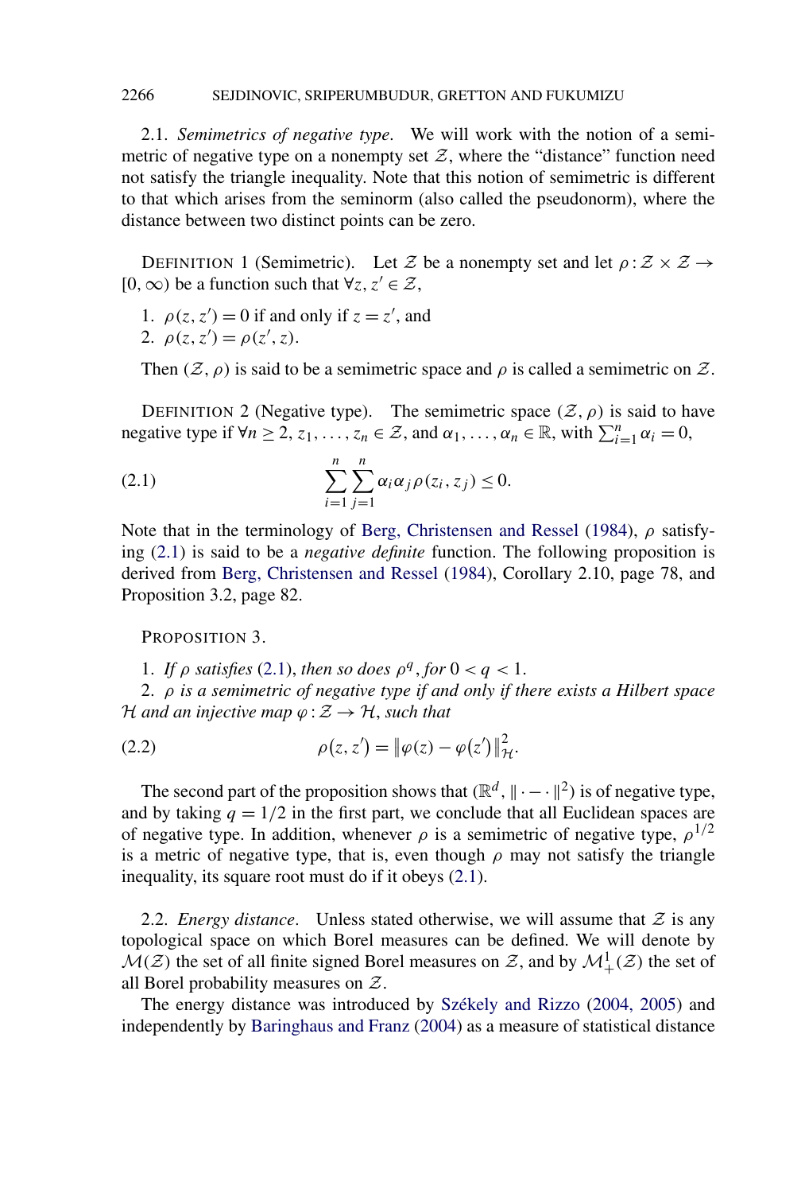2.1. *Semimetrics of negative type*. We will work with the notion of a semimetric of negative type on a nonempty set $\mathcal{Z}$, where the "distance" function need not satisfy the triangle inequality. Note that this notion of semimetric is different to that which arises from the seminorm (also called the pseudonorm), where the distance between two distinct points can be zero.

DEFINITION 1 (Semimetric). Let $\mathcal{Z}$ be a nonempty set and let $\rho : \mathcal{Z} \times \mathcal{Z} \to [0, \infty)$ be a function such that $\forall z, z' \in \mathcal{Z}$,

1. $\rho(z, z') = 0$ if and only if $z = z'$, and
2. $\rho(z, z') = \rho(z', z)$.

Then $(\mathcal{Z}, \rho)$ is said to be a semimetric space and $\rho$ is called a semimetric on $\mathcal{Z}$.

DEFINITION 2 (Negative type). The semimetric space $(\mathcal{Z}, \rho)$ is said to have negative type if $\forall n \geq 2$, $z_1, \dots, z_n \in \mathcal{Z}$, and $\alpha_1, \dots, \alpha_n \in \mathbb{R}$, with $\sum_{i=1}^{n} \alpha_i = 0$,

$$\sum_{i=1}^{n} \sum_{j=1}^{n} \alpha_i \alpha_j \rho(z_i, z_j) \leq 0. \tag{2.1}$$

Note that in the terminology of Berg, Christensen and Ressel (1984), $\rho$ satisfying (2.1) is said to be a *negative definite* function. The following proposition is derived from Berg, Christensen and Ressel (1984), Corollary 2.10, page 78, and Proposition 3.2, page 82.

PROPOSITION 3.

1. *If $\rho$ satisfies* (2.1), *then so does $\rho^q$, for $0 < q < 1$.*
2. *$\rho$ is a semimetric of negative type if and only if there exists a Hilbert space $\mathcal{H}$ and an injective map $\varphi : \mathcal{Z} \to \mathcal{H}$, such that*

$$\rho(z, z') = \|\varphi(z) - \varphi(z')\|_{\mathcal{H}}^2. \tag{2.2}$$

The second part of the proposition shows that $(\mathbb{R}^d, \|\cdot - \cdot\|^2)$ is of negative type, and by taking $q = 1/2$ in the first part, we conclude that all Euclidean spaces are of negative type. In addition, whenever $\rho$ is a semimetric of negative type, $\rho^{1/2}$ is a metric of negative type, that is, even though $\rho$ may not satisfy the triangle inequality, its square root must do if it obeys (2.1).

2.2. *Energy distance*. Unless stated otherwise, we will assume that $\mathcal{Z}$ is any topological space on which Borel measures can be defined. We will denote by $\mathcal{M}(\mathcal{Z})$ the set of all finite signed Borel measures on $\mathcal{Z}$, and by $\mathcal{M}_+^1(\mathcal{Z})$ the set of all Borel probability measures on $\mathcal{Z}$.

The energy distance was introduced by Székely and Rizzo (2004, 2005) and independently by Baringhaus and Franz (2004) as a measure of statistical distance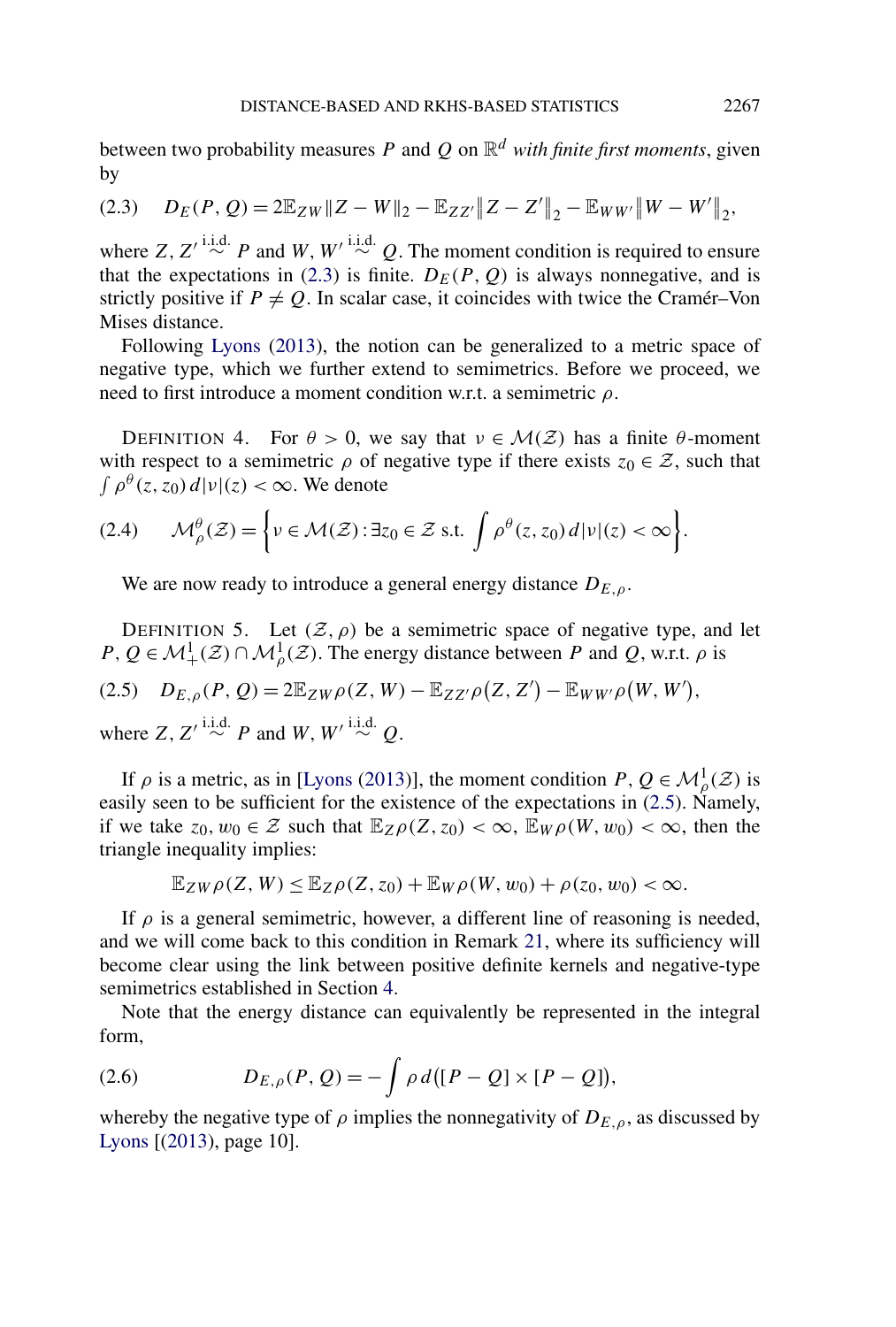between two probability measures $P$ and $Q$ on $\mathbb{R}^d$ *with finite first moments*, given by

$$D_E(P, Q) = 2\mathbb{E}_{ZW}\|Z - W\|_2 - \mathbb{E}_{ZZ'}\|Z - Z'\|_2 - \mathbb{E}_{WW'}\|W - W'\|_2, \tag{2.3}$$

where $Z, Z' \overset{\text{i.i.d.}}{\sim} P$ and $W, W' \overset{\text{i.i.d.}}{\sim} Q$. The moment condition is required to ensure that the expectations in (2.3) is finite. $D_E(P, Q)$ is always nonnegative, and is strictly positive if $P \neq Q$. In scalar case, it coincides with twice the Cramér–Von Mises distance.

Following Lyons (2013), the notion can be generalized to a metric space of negative type, which we further extend to semimetrics. Before we proceed, we need to first introduce a moment condition w.r.t. a semimetric $\rho$.

DEFINITION 4. For $\theta > 0$, we say that $\nu \in \mathcal{M}(\mathcal{Z})$ has a finite $\theta$-moment with respect to a semimetric $\rho$ of negative type if there exists $z_0 \in \mathcal{Z}$, such that $\int \rho^\theta(z, z_0)\, d|\nu|(z) < \infty$. We denote

$$\mathcal{M}_\rho^\theta(\mathcal{Z}) = \left\{\nu \in \mathcal{M}(\mathcal{Z}) : \exists z_0 \in \mathcal{Z} \text{ s.t. } \int \rho^\theta(z, z_0)\, d|\nu|(z) < \infty\right\}. \tag{2.4}$$

We are now ready to introduce a general energy distance $D_{E,\rho}$.

DEFINITION 5. Let $(\mathcal{Z}, \rho)$ be a semimetric space of negative type, and let $P, Q \in \mathcal{M}_+^1(\mathcal{Z}) \cap \mathcal{M}_\rho^1(\mathcal{Z})$. The energy distance between $P$ and $Q$, w.r.t. $\rho$ is

$$D_{E,\rho}(P, Q) = 2\mathbb{E}_{ZW}\rho(Z, W) - \mathbb{E}_{ZZ'}\rho(Z, Z') - \mathbb{E}_{WW'}\rho(W, W'), \tag{2.5}$$

where $Z, Z' \overset{\text{i.i.d.}}{\sim} P$ and $W, W' \overset{\text{i.i.d.}}{\sim} Q$.

If $\rho$ is a metric, as in [Lyons (2013)], the moment condition $P, Q \in \mathcal{M}_\rho^1(\mathcal{Z})$ is easily seen to be sufficient for the existence of the expectations in (2.5). Namely, if we take $z_0, w_0 \in \mathcal{Z}$ such that $\mathbb{E}_Z\rho(Z, z_0) < \infty$, $\mathbb{E}_W\rho(W, w_0) < \infty$, then the triangle inequality implies:

$$\mathbb{E}_{ZW}\rho(Z, W) \leq \mathbb{E}_Z\rho(Z, z_0) + \mathbb{E}_W\rho(W, w_0) + \rho(z_0, w_0) < \infty.$$

If $\rho$ is a general semimetric, however, a different line of reasoning is needed, and we will come back to this condition in Remark 21, where its sufficiency will become clear using the link between positive definite kernels and negative-type semimetrics established in Section 4.

Note that the energy distance can equivalently be represented in the integral form,

$$D_{E,\rho}(P, Q) = -\int \rho\, d([P - Q] \times [P - Q]), \tag{2.6}$$

whereby the negative type of $\rho$ implies the nonnegativity of $D_{E,\rho}$, as discussed by Lyons [(2013), page 10].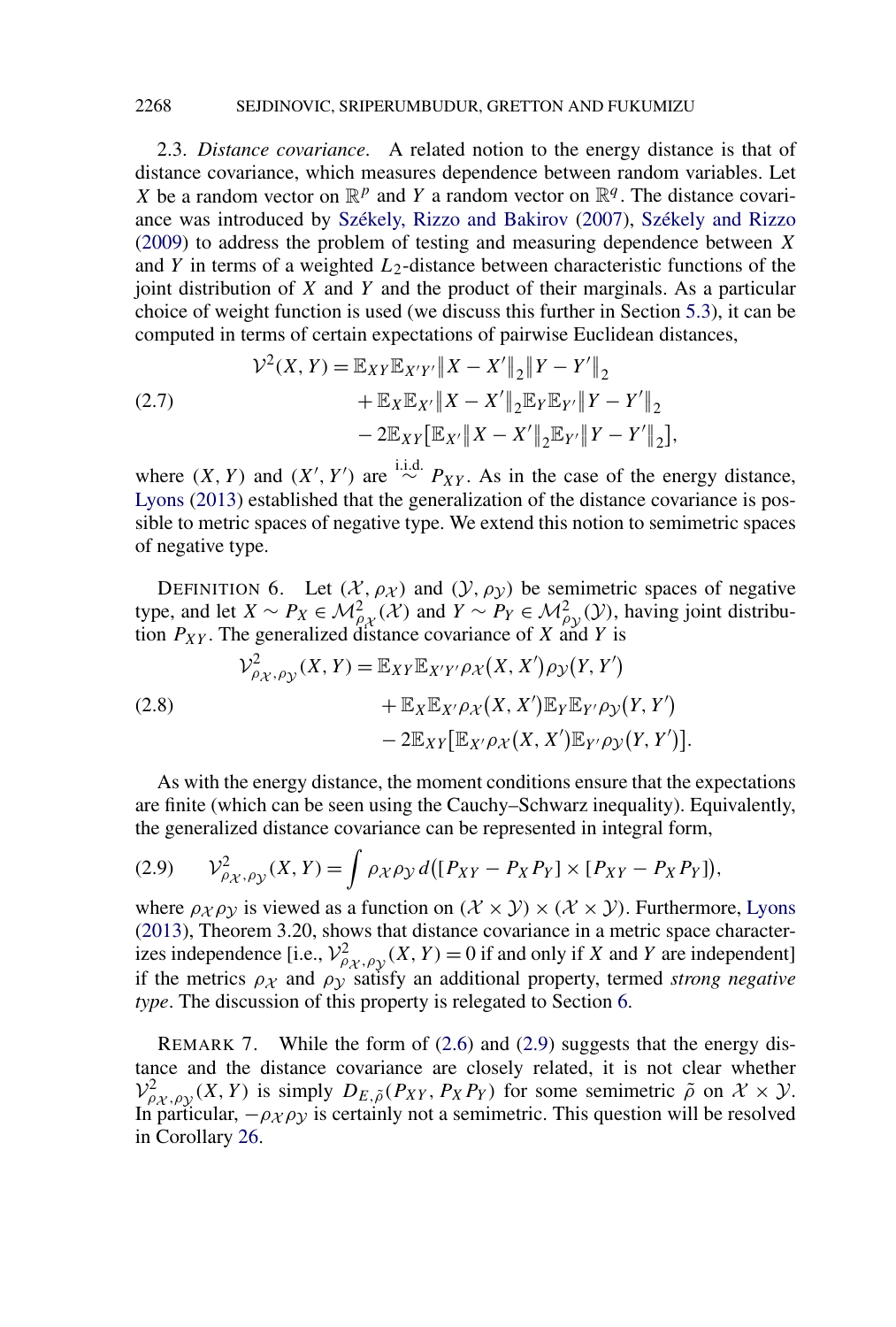2.3. *Distance covariance*. A related notion to the energy distance is that of distance covariance, which measures dependence between random variables. Let $X$ be a random vector on $\mathbb{R}^p$ and $Y$ a random vector on $\mathbb{R}^q$. The distance covariance was introduced by Székely, Rizzo and Bakirov (2007), Székely and Rizzo (2009) to address the problem of testing and measuring dependence between $X$ and $Y$ in terms of a weighted $L_2$-distance between characteristic functions of the joint distribution of $X$ and $Y$ and the product of their marginals. As a particular choice of weight function is used (we discuss this further in Section 5.3), it can be computed in terms of certain expectations of pairwise Euclidean distances,

$$
\begin{aligned}
\mathcal{V}^2(X, Y) = {} & \mathbb{E}_{XY}\mathbb{E}_{X'Y'}\|X - X'\|_2\|Y - Y'\|_2 \\
& + \mathbb{E}_X\mathbb{E}_{X'}\|X - X'\|_2\mathbb{E}_Y\mathbb{E}_{Y'}\|Y - Y'\|_2 \\
& - 2\mathbb{E}_{XY}\big[\mathbb{E}_{X'}\|X - X'\|_2\mathbb{E}_{Y'}\|Y - Y'\|_2\big],
\end{aligned}
\tag{2.7}
$$

where $(X, Y)$ and $(X', Y')$ are $\overset{\text{i.i.d.}}{\sim} P_{XY}$. As in the case of the energy distance, Lyons (2013) established that the generalization of the distance covariance is possible to metric spaces of negative type. We extend this notion to semimetric spaces of negative type.

DEFINITION 6. Let $(\mathcal{X}, \rho_{\mathcal{X}})$ and $(\mathcal{Y}, \rho_{\mathcal{Y}})$ be semimetric spaces of negative type, and let $X \sim P_X \in \mathcal{M}^2_{\rho_{\mathcal{X}}}(\mathcal{X})$ and $Y \sim P_Y \in \mathcal{M}^2_{\rho_{\mathcal{Y}}}(\mathcal{Y})$, having joint distribution $P_{XY}$. The generalized distance covariance of $X$ and $Y$ is

$$
\begin{aligned}
\mathcal{V}^2_{\rho_{\mathcal{X}},\rho_{\mathcal{Y}}}(X, Y) = {} & \mathbb{E}_{XY}\mathbb{E}_{X'Y'}\rho_{\mathcal{X}}(X, X')\rho_{\mathcal{Y}}(Y, Y') \\
& + \mathbb{E}_X\mathbb{E}_{X'}\rho_{\mathcal{X}}(X, X')\mathbb{E}_Y\mathbb{E}_{Y'}\rho_{\mathcal{Y}}(Y, Y') \\
& - 2\mathbb{E}_{XY}\big[\mathbb{E}_{X'}\rho_{\mathcal{X}}(X, X')\mathbb{E}_{Y'}\rho_{\mathcal{Y}}(Y, Y')\big].
\end{aligned}
\tag{2.8}
$$

As with the energy distance, the moment conditions ensure that the expectations are finite (which can be seen using the Cauchy–Schwarz inequality). Equivalently, the generalized distance covariance can be represented in integral form,

$$
\mathcal{V}^2_{\rho_{\mathcal{X}},\rho_{\mathcal{Y}}}(X, Y) = \int \rho_{\mathcal{X}}\rho_{\mathcal{Y}}\, d\big([P_{XY} - P_X P_Y] \times [P_{XY} - P_X P_Y]\big),
\tag{2.9}
$$

where $\rho_{\mathcal{X}}\rho_{\mathcal{Y}}$ is viewed as a function on $(\mathcal{X} \times \mathcal{Y}) \times (\mathcal{X} \times \mathcal{Y})$. Furthermore, Lyons (2013), Theorem 3.20, shows that distance covariance in a metric space characterizes independence [i.e., $\mathcal{V}^2_{\rho_{\mathcal{X}},\rho_{\mathcal{Y}}}(X, Y) = 0$ if and only if $X$ and $Y$ are independent] if the metrics $\rho_{\mathcal{X}}$ and $\rho_{\mathcal{Y}}$ satisfy an additional property, termed *strong negative type*. The discussion of this property is relegated to Section 6.

REMARK 7. While the form of (2.6) and (2.9) suggests that the energy distance and the distance covariance are closely related, it is not clear whether $\mathcal{V}^2_{\rho_{\mathcal{X}},\rho_{\mathcal{Y}}}(X, Y)$ is simply $D_{E,\tilde{\rho}}(P_{XY}, P_X P_Y)$ for some semimetric $\tilde{\rho}$ on $\mathcal{X} \times \mathcal{Y}$. In particular, $-\rho_{\mathcal{X}}\rho_{\mathcal{Y}}$ is certainly not a semimetric. This question will be resolved in Corollary 26.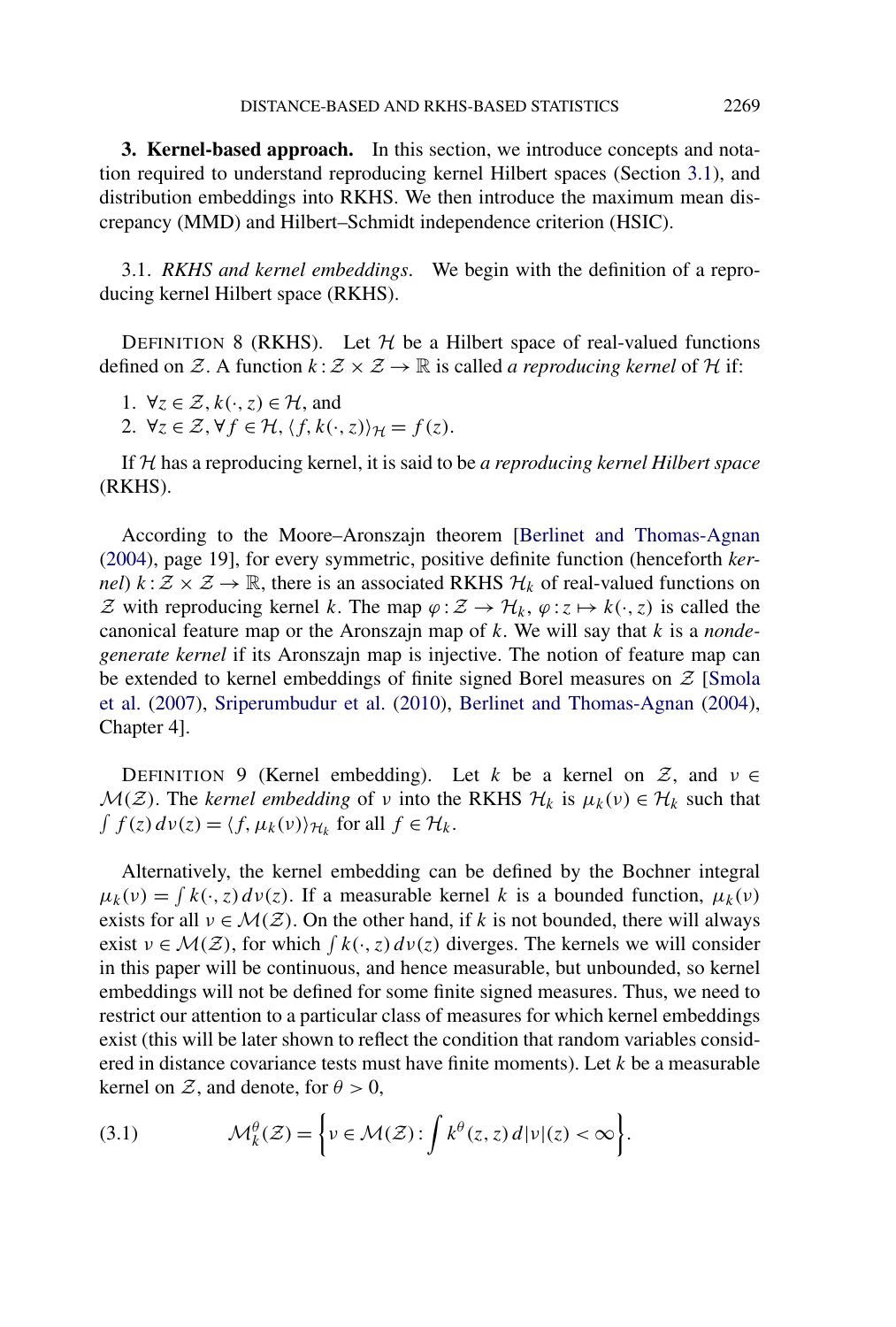## 3. Kernel-based approach.

In this section, we introduce concepts and notation required to understand reproducing kernel Hilbert spaces (Section 3.1), and distribution embeddings into RKHS. We then introduce the maximum mean discrepancy (MMD) and Hilbert–Schmidt independence criterion (HSIC).

### 3.1. *RKHS and kernel embeddings*.

We begin with the definition of a reproducing kernel Hilbert space (RKHS).

DEFINITION 8 (RKHS). Let $\mathcal{H}$ be a Hilbert space of real-valued functions defined on $\mathcal{Z}$. A function $k : \mathcal{Z} \times \mathcal{Z} \to \mathbb{R}$ is called *a reproducing kernel* of $\mathcal{H}$ if:

1. $\forall z \in \mathcal{Z}, k(\cdot, z) \in \mathcal{H}$, and
2. $\forall z \in \mathcal{Z}, \forall f \in \mathcal{H}, \langle f, k(\cdot, z)\rangle_{\mathcal{H}} = f(z)$.

If $\mathcal{H}$ has a reproducing kernel, it is said to be *a reproducing kernel Hilbert space* (RKHS).

According to the Moore–Aronszajn theorem [Berlinet and Thomas-Agnan (2004), page 19], for every symmetric, positive definite function (henceforth *kernel*) $k : \mathcal{Z} \times \mathcal{Z} \to \mathbb{R}$, there is an associated RKHS $\mathcal{H}_k$ of real-valued functions on $\mathcal{Z}$ with reproducing kernel $k$. The map $\varphi : \mathcal{Z} \to \mathcal{H}_k$, $\varphi : z \mapsto k(\cdot, z)$ is called the canonical feature map or the Aronszajn map of $k$. We will say that $k$ is a *nondegenerate kernel* if its Aronszajn map is injective. The notion of feature map can be extended to kernel embeddings of finite signed Borel measures on $\mathcal{Z}$ [Smola et al. (2007), Sriperumbudur et al. (2010), Berlinet and Thomas-Agnan (2004), Chapter 4].

DEFINITION 9 (Kernel embedding). Let $k$ be a kernel on $\mathcal{Z}$, and $\nu \in \mathcal{M}(\mathcal{Z})$. The *kernel embedding* of $\nu$ into the RKHS $\mathcal{H}_k$ is $\mu_k(\nu) \in \mathcal{H}_k$ such that $\int f(z)\, d\nu(z) = \langle f, \mu_k(\nu)\rangle_{\mathcal{H}_k}$ for all $f \in \mathcal{H}_k$.

Alternatively, the kernel embedding can be defined by the Bochner integral $\mu_k(\nu) = \int k(\cdot, z)\, d\nu(z)$. If a measurable kernel $k$ is a bounded function, $\mu_k(\nu)$ exists for all $\nu \in \mathcal{M}(\mathcal{Z})$. On the other hand, if $k$ is not bounded, there will always exist $\nu \in \mathcal{M}(\mathcal{Z})$, for which $\int k(\cdot, z)\, d\nu(z)$ diverges. The kernels we will consider in this paper will be continuous, and hence measurable, but unbounded, so kernel embeddings will not be defined for some finite signed measures. Thus, we need to restrict our attention to a particular class of measures for which kernel embeddings exist (this will be later shown to reflect the condition that random variables considered in distance covariance tests must have finite moments). Let $k$ be a measurable kernel on $\mathcal{Z}$, and denote, for $\theta > 0$,

$$\mathcal{M}_k^{\theta}(\mathcal{Z}) = \left\{ \nu \in \mathcal{M}(\mathcal{Z}) : \int k^{\theta}(z, z)\, d|\nu|(z) < \infty \right\}. \tag{3.1}$$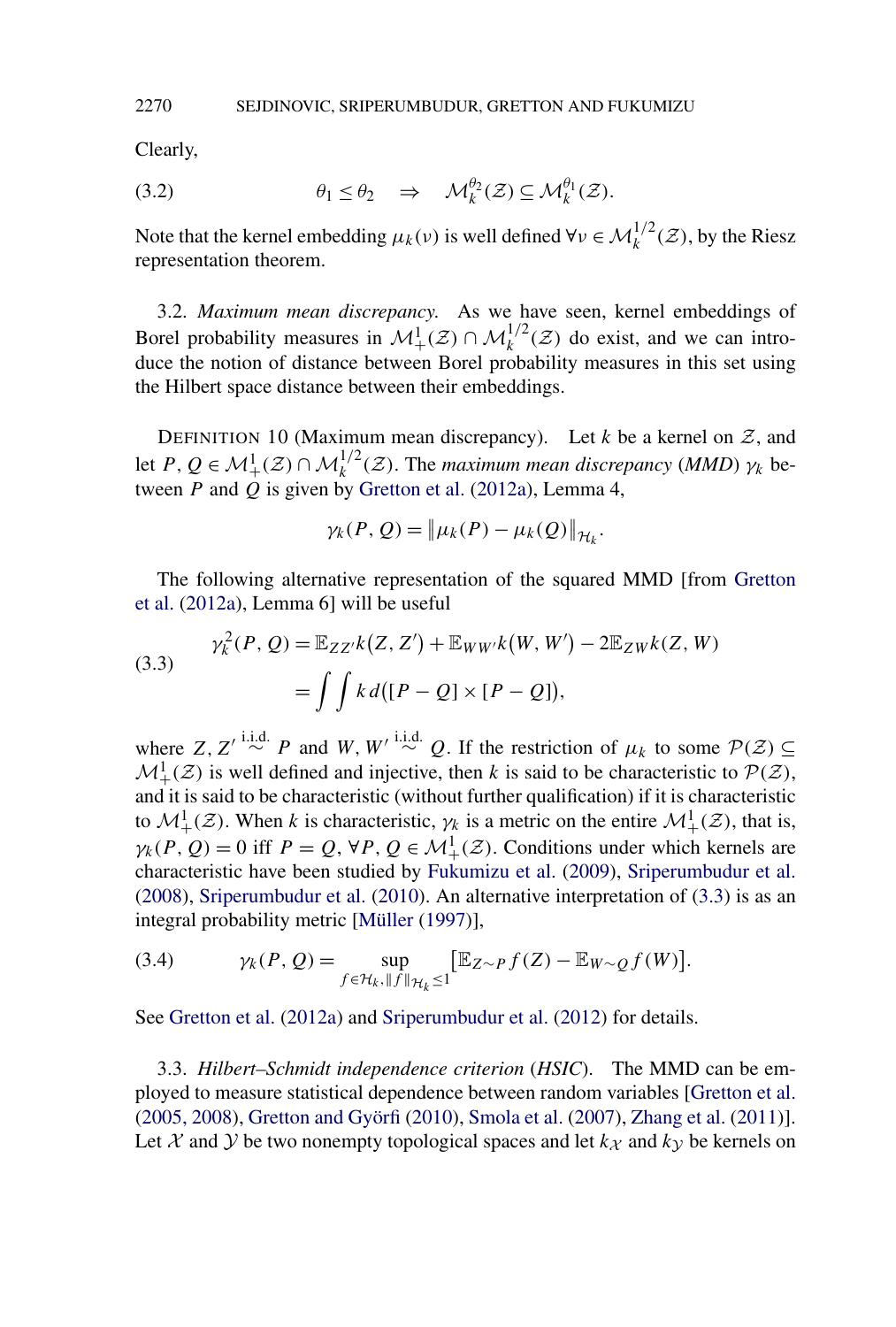Clearly,

$$\theta_1 \leq \theta_2 \quad \Rightarrow \quad \mathcal{M}_k^{\theta_2}(\mathcal{Z}) \subseteq \mathcal{M}_k^{\theta_1}(\mathcal{Z}). \tag{3.2}$$

Note that the kernel embedding $\mu_k(\nu)$ is well defined $\forall \nu \in \mathcal{M}_k^{1/2}(\mathcal{Z})$, by the Riesz representation theorem.

3.2. *Maximum mean discrepancy.* As we have seen, kernel embeddings of Borel probability measures in $\mathcal{M}_+^1(\mathcal{Z}) \cap \mathcal{M}_k^{1/2}(\mathcal{Z})$ do exist, and we can introduce the notion of distance between Borel probability measures in this set using the Hilbert space distance between their embeddings.

DEFINITION 10 (Maximum mean discrepancy). Let $k$ be a kernel on $\mathcal{Z}$, and let $P, Q \in \mathcal{M}_+^1(\mathcal{Z}) \cap \mathcal{M}_k^{1/2}(\mathcal{Z})$. The *maximum mean discrepancy* (*MMD*) $\gamma_k$ between $P$ and $Q$ is given by Gretton et al. (2012a), Lemma 4,

$$\gamma_k(P, Q) = \|\mu_k(P) - \mu_k(Q)\|_{\mathcal{H}_k}.$$

The following alternative representation of the squared MMD [from Gretton et al. (2012a), Lemma 6] will be useful

$$\begin{aligned}\gamma_k^2(P, Q) &= \mathbb{E}_{ZZ'}k(Z, Z') + \mathbb{E}_{WW'}k(W, W') - 2\mathbb{E}_{ZW}k(Z, W) \\ &= \int\int k\, d([P - Q] \times [P - Q]),\end{aligned} \tag{3.3}$$

where $Z, Z' \overset{\text{i.i.d.}}{\sim} P$ and $W, W' \overset{\text{i.i.d.}}{\sim} Q$. If the restriction of $\mu_k$ to some $\mathcal{P}(\mathcal{Z}) \subseteq \mathcal{M}_+^1(\mathcal{Z})$ is well defined and injective, then $k$ is said to be characteristic to $\mathcal{P}(\mathcal{Z})$, and it is said to be characteristic (without further qualification) if it is characteristic to $\mathcal{M}_+^1(\mathcal{Z})$. When $k$ is characteristic, $\gamma_k$ is a metric on the entire $\mathcal{M}_+^1(\mathcal{Z})$, that is, $\gamma_k(P, Q) = 0$ iff $P = Q$, $\forall P, Q \in \mathcal{M}_+^1(\mathcal{Z})$. Conditions under which kernels are characteristic have been studied by Fukumizu et al. (2009), Sriperumbudur et al. (2008), Sriperumbudur et al. (2010). An alternative interpretation of (3.3) is as an integral probability metric [Müller (1997)],

$$\gamma_k(P, Q) = \sup_{f \in \mathcal{H}_k, \|f\|_{\mathcal{H}_k} \leq 1} [\mathbb{E}_{Z \sim P} f(Z) - \mathbb{E}_{W \sim Q} f(W)]. \tag{3.4}$$

See Gretton et al. (2012a) and Sriperumbudur et al. (2012) for details.

3.3. *Hilbert–Schmidt independence criterion* (*HSIC*). The MMD can be employed to measure statistical dependence between random variables [Gretton et al. (2005, 2008), Gretton and Györfi (2010), Smola et al. (2007), Zhang et al. (2011)]. Let $\mathcal{X}$ and $\mathcal{Y}$ be two nonempty topological spaces and let $k_{\mathcal{X}}$ and $k_{\mathcal{Y}}$ be kernels on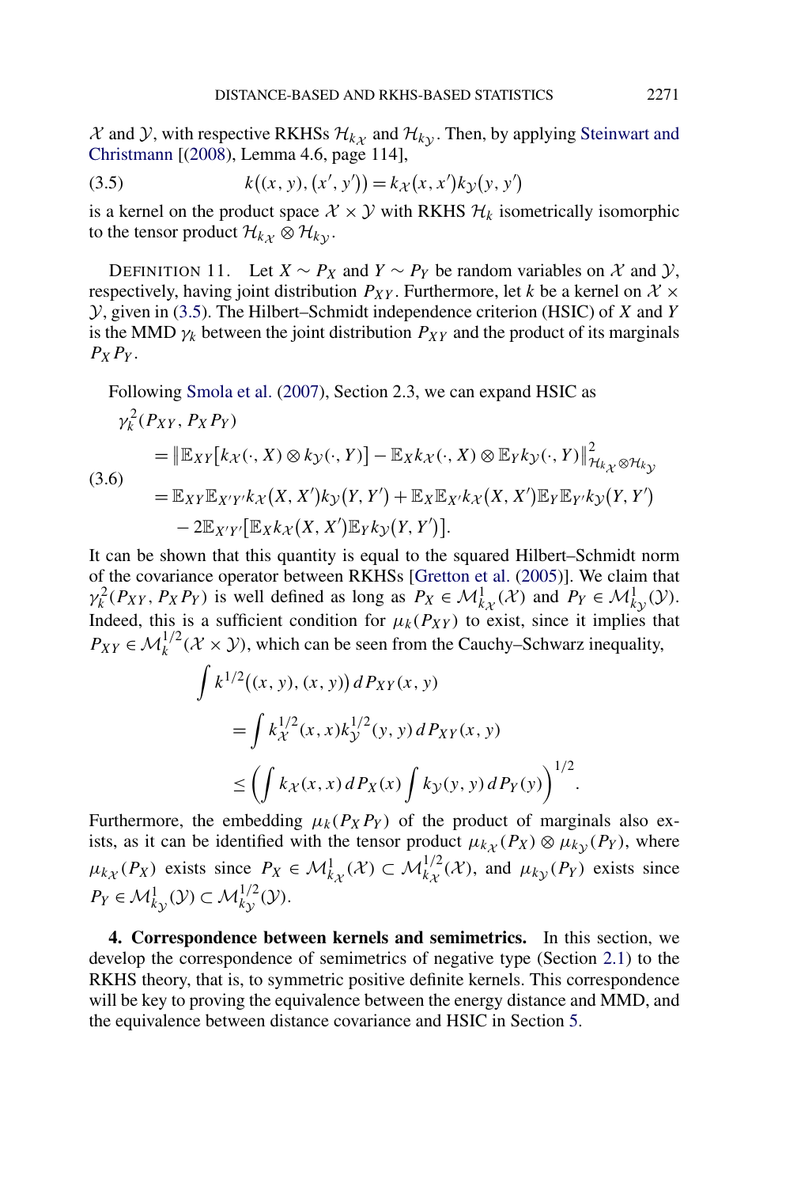$\mathcal{X}$ and $\mathcal{Y}$, with respective RKHSs $\mathcal{H}_{k_{\mathcal{X}}}$ and $\mathcal{H}_{k_{\mathcal{Y}}}$. Then, by applying Steinwart and Christmann [(2008), Lemma 4.6, page 114],

$$k\big((x, y), (x', y')\big) = k_{\mathcal{X}}(x, x')k_{\mathcal{Y}}(y, y') \tag{3.5}$$

is a kernel on the product space $\mathcal{X} \times \mathcal{Y}$ with RKHS $\mathcal{H}_k$ isometrically isomorphic to the tensor product $\mathcal{H}_{k_{\mathcal{X}}} \otimes \mathcal{H}_{k_{\mathcal{Y}}}$.

DEFINITION 11. Let $X \sim P_X$ and $Y \sim P_Y$ be random variables on $\mathcal{X}$ and $\mathcal{Y}$, respectively, having joint distribution $P_{XY}$. Furthermore, let $k$ be a kernel on $\mathcal{X} \times \mathcal{Y}$, given in (3.5). The Hilbert–Schmidt independence criterion (HSIC) of $X$ and $Y$ is the MMD $\gamma_k$ between the joint distribution $P_{XY}$ and the product of its marginals $P_X P_Y$.

Following Smola et al. (2007), Section 2.3, we can expand HSIC as

$$\begin{aligned}
&\gamma_k^2(P_{XY}, P_X P_Y) \\
&\quad = \big\|\mathbb{E}_{XY}\big[k_{\mathcal{X}}(\cdot, X) \otimes k_{\mathcal{Y}}(\cdot, Y)\big] - \mathbb{E}_X k_{\mathcal{X}}(\cdot, X) \otimes \mathbb{E}_Y k_{\mathcal{Y}}(\cdot, Y)\big\|^2_{\mathcal{H}_{k_{\mathcal{X}}} \otimes \mathcal{H}_{k_{\mathcal{Y}}}} \\
&\quad = \mathbb{E}_{XY}\mathbb{E}_{X'Y'} k_{\mathcal{X}}(X, X')k_{\mathcal{Y}}(Y, Y') + \mathbb{E}_X \mathbb{E}_{X'} k_{\mathcal{X}}(X, X')\mathbb{E}_Y \mathbb{E}_{Y'} k_{\mathcal{Y}}(Y, Y') \\
&\qquad - 2\mathbb{E}_{X'Y'}\big[\mathbb{E}_X k_{\mathcal{X}}(X, X')\mathbb{E}_Y k_{\mathcal{Y}}(Y, Y')\big].
\end{aligned} \tag{3.6}$$

It can be shown that this quantity is equal to the squared Hilbert–Schmidt norm of the covariance operator between RKHSs [Gretton et al. (2005)]. We claim that $\gamma_k^2(P_{XY}, P_X P_Y)$ is well defined as long as $P_X \in \mathcal{M}^1_{k_{\mathcal{X}}}(\mathcal{X})$ and $P_Y \in \mathcal{M}^1_{k_{\mathcal{Y}}}(\mathcal{Y})$. Indeed, this is a sufficient condition for $\mu_k(P_{XY})$ to exist, since it implies that $P_{XY} \in \mathcal{M}^{1/2}_k(\mathcal{X} \times \mathcal{Y})$, which can be seen from the Cauchy–Schwarz inequality,

$$\begin{aligned}
&\int k^{1/2}\big((x, y), (x, y)\big)\, dP_{XY}(x, y) \\
&\quad = \int k^{1/2}_{\mathcal{X}}(x, x)k^{1/2}_{\mathcal{Y}}(y, y)\, dP_{XY}(x, y) \\
&\quad \le \left(\int k_{\mathcal{X}}(x, x)\, dP_X(x) \int k_{\mathcal{Y}}(y, y)\, dP_Y(y)\right)^{1/2}.
\end{aligned}$$

Furthermore, the embedding $\mu_k(P_X P_Y)$ of the product of marginals also exists, as it can be identified with the tensor product $\mu_{k_{\mathcal{X}}}(P_X) \otimes \mu_{k_{\mathcal{Y}}}(P_Y)$, where $\mu_{k_{\mathcal{X}}}(P_X)$ exists since $P_X \in \mathcal{M}^1_{k_{\mathcal{X}}}(\mathcal{X}) \subset \mathcal{M}^{1/2}_{k_{\mathcal{X}}}(\mathcal{X})$, and $\mu_{k_{\mathcal{Y}}}(P_Y)$ exists since $P_Y \in \mathcal{M}^1_{k_{\mathcal{Y}}}(\mathcal{Y}) \subset \mathcal{M}^{1/2}_{k_{\mathcal{Y}}}(\mathcal{Y})$.

**4. Correspondence between kernels and semimetrics.** In this section, we develop the correspondence of semimetrics of negative type (Section 2.1) to the RKHS theory, that is, to symmetric positive definite kernels. This correspondence will be key to proving the equivalence between the energy distance and MMD, and the equivalence between distance covariance and HSIC in Section 5.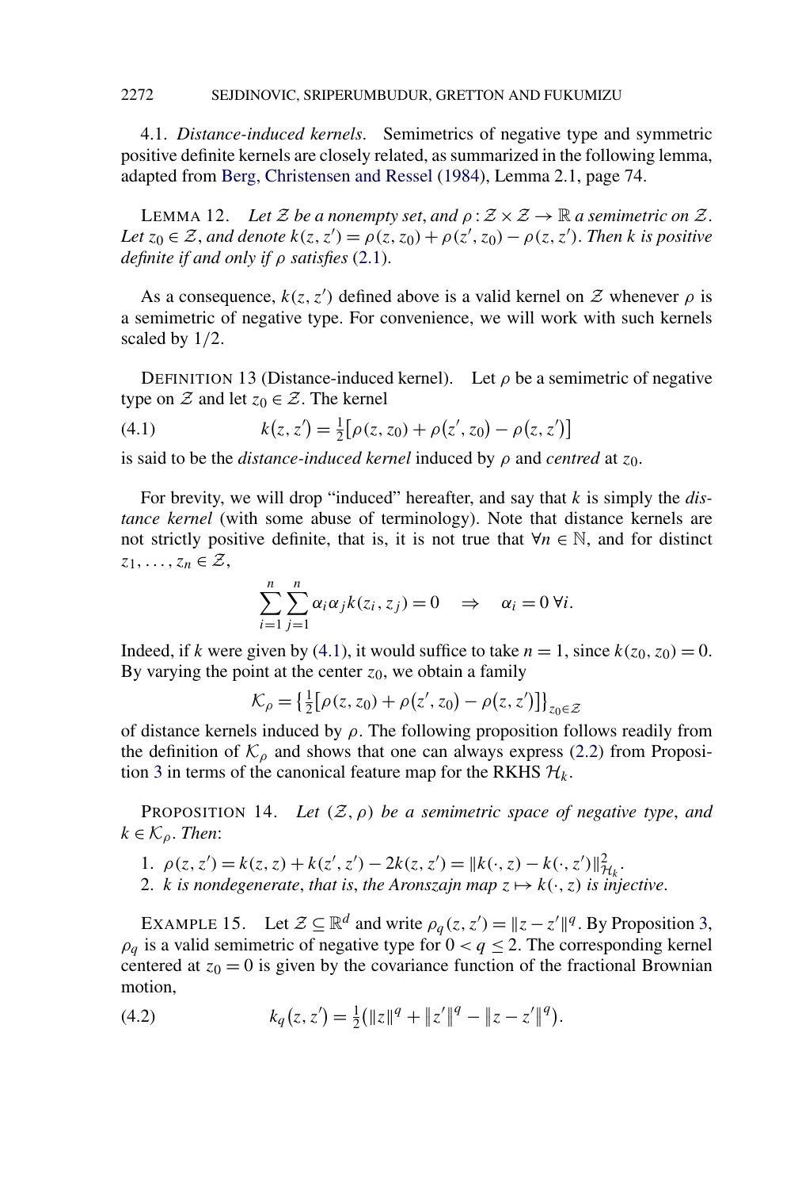### 4.1. *Distance-induced kernels*.

Semimetrics of negative type and symmetric positive definite kernels are closely related, as summarized in the following lemma, adapted from Berg, Christensen and Ressel (1984), Lemma 2.1, page 74.

LEMMA 12. *Let $\mathcal{Z}$ be a nonempty set, and $\rho : \mathcal{Z} \times \mathcal{Z} \to \mathbb{R}$ a semimetric on $\mathcal{Z}$. Let $z_0 \in \mathcal{Z}$, and denote $k(z, z') = \rho(z, z_0) + \rho(z', z_0) - \rho(z, z')$. Then $k$ is positive definite if and only if $\rho$ satisfies* (2.1).

As a consequence, $k(z, z')$ defined above is a valid kernel on $\mathcal{Z}$ whenever $\rho$ is a semimetric of negative type. For convenience, we will work with such kernels scaled by $1/2$.

DEFINITION 13 (Distance-induced kernel). Let $\rho$ be a semimetric of negative type on $\mathcal{Z}$ and let $z_0 \in \mathcal{Z}$. The kernel

$$k(z, z') = \frac{1}{2}\left[\rho(z, z_0) + \rho(z', z_0) - \rho(z, z')\right] \tag{4.1}$$

is said to be the *distance-induced kernel* induced by $\rho$ and *centred* at $z_0$.

For brevity, we will drop "induced" hereafter, and say that $k$ is simply the *distance kernel* (with some abuse of terminology). Note that distance kernels are not strictly positive definite, that is, it is not true that $\forall n \in \mathbb{N}$, and for distinct $z_1, \ldots, z_n \in \mathcal{Z}$,

$$\sum_{i=1}^{n} \sum_{j=1}^{n} \alpha_i \alpha_j k(z_i, z_j) = 0 \quad \Rightarrow \quad \alpha_i = 0 \ \forall i.$$

Indeed, if $k$ were given by (4.1), it would suffice to take $n = 1$, since $k(z_0, z_0) = 0$. By varying the point at the center $z_0$, we obtain a family

$$\mathcal{K}_\rho = \left\{\frac{1}{2}\left[\rho(z, z_0) + \rho(z', z_0) - \rho(z, z')\right]\right\}_{z_0 \in \mathcal{Z}}$$

of distance kernels induced by $\rho$. The following proposition follows readily from the definition of $\mathcal{K}_\rho$ and shows that one can always express (2.2) from Proposition 3 in terms of the canonical feature map for the RKHS $\mathcal{H}_k$.

PROPOSITION 14. *Let $(\mathcal{Z}, \rho)$ be a semimetric space of negative type, and $k \in \mathcal{K}_\rho$. Then*:

1. $\rho(z, z') = k(z, z) + k(z', z') - 2k(z, z') = \|k(\cdot, z) - k(\cdot, z')\|^2_{\mathcal{H}_k}$.
2. *$k$ is nondegenerate, that is, the Aronszajn map $z \mapsto k(\cdot, z)$ is injective.*

EXAMPLE 15. Let $\mathcal{Z} \subseteq \mathbb{R}^d$ and write $\rho_q(z, z') = \|z - z'\|^q$. By Proposition 3, $\rho_q$ is a valid semimetric of negative type for $0 < q \leq 2$. The corresponding kernel centered at $z_0 = 0$ is given by the covariance function of the fractional Brownian motion,

$$k_q(z, z') = \frac{1}{2}\left(\|z\|^q + \|z'\|^q - \|z - z'\|^q\right). \tag{4.2}$$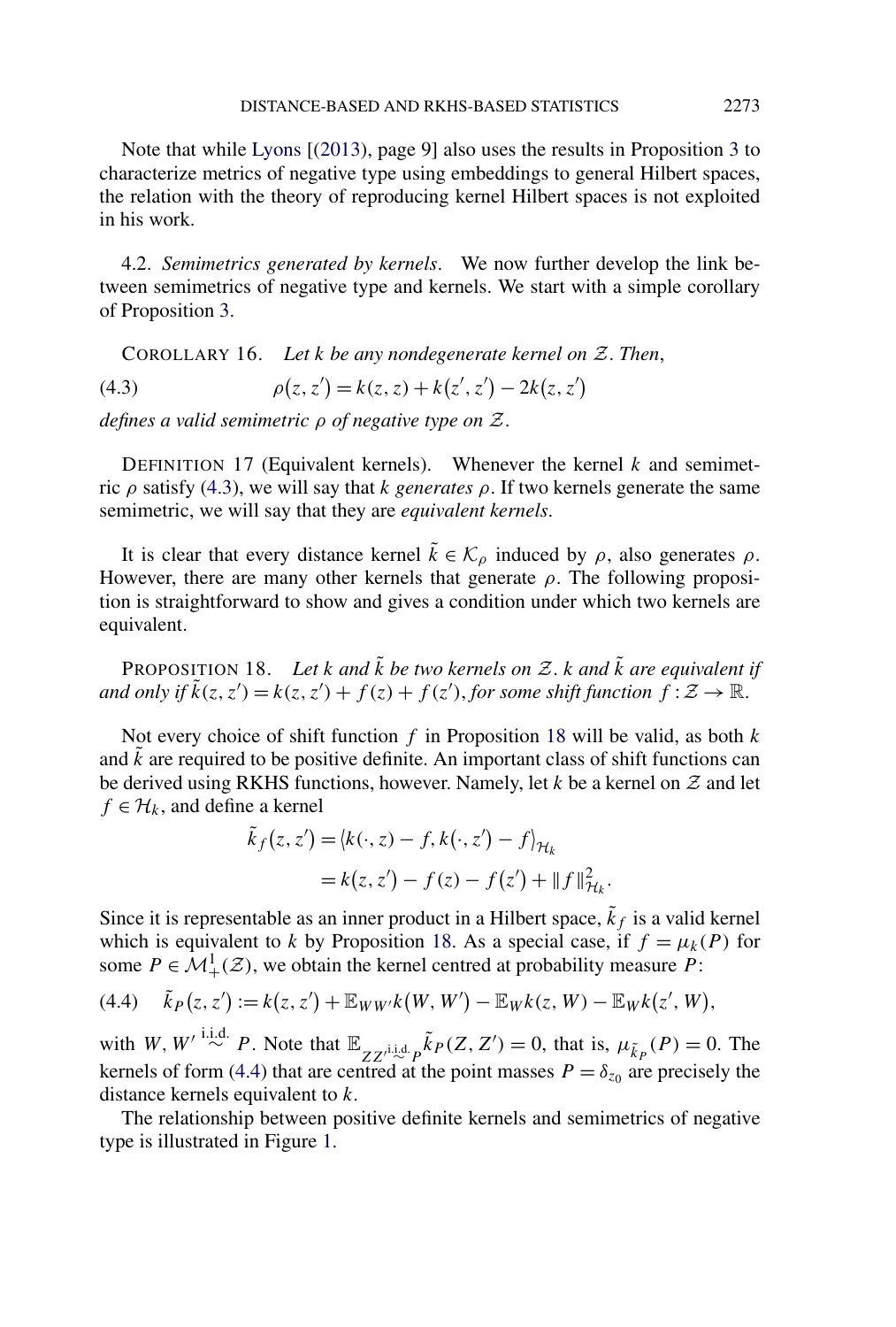Note that while Lyons [(2013), page 9] also uses the results in Proposition 3 to characterize metrics of negative type using embeddings to general Hilbert spaces, the relation with the theory of reproducing kernel Hilbert spaces is not exploited in his work.

4.2. *Semimetrics generated by kernels*. We now further develop the link between semimetrics of negative type and kernels. We start with a simple corollary of Proposition 3.

COROLLARY 16. *Let $k$ be any nondegenerate kernel on $\mathcal{Z}$. Then,*

$$\rho(z, z') = k(z, z) + k(z', z') - 2k(z, z') \tag{4.3}$$

*defines a valid semimetric $\rho$ of negative type on $\mathcal{Z}$.*

DEFINITION 17 (Equivalent kernels). Whenever the kernel $k$ and semimetric $\rho$ satisfy (4.3), we will say that $k$ *generates* $\rho$. If two kernels generate the same semimetric, we will say that they are *equivalent kernels*.

It is clear that every distance kernel $\tilde{k} \in \mathcal{K}_\rho$ induced by $\rho$, also generates $\rho$. However, there are many other kernels that generate $\rho$. The following proposition is straightforward to show and gives a condition under which two kernels are equivalent.

PROPOSITION 18. *Let $k$ and $\tilde{k}$ be two kernels on $\mathcal{Z}$. $k$ and $\tilde{k}$ are equivalent if and only if $\tilde{k}(z, z') = k(z, z') + f(z) + f(z')$, for some shift function $f : \mathcal{Z} \to \mathbb{R}$.*

Not every choice of shift function $f$ in Proposition 18 will be valid, as both $k$ and $\tilde{k}$ are required to be positive definite. An important class of shift functions can be derived using RKHS functions, however. Namely, let $k$ be a kernel on $\mathcal{Z}$ and let $f \in \mathcal{H}_k$, and define a kernel

$$\begin{aligned}
\tilde{k}_f(z, z') &= \langle k(\cdot, z) - f, k(\cdot, z') - f \rangle_{\mathcal{H}_k} \\
&= k(z, z') - f(z) - f(z') + \|f\|^2_{\mathcal{H}_k}.
\end{aligned}$$

Since it is representable as an inner product in a Hilbert space, $\tilde{k}_f$ is a valid kernel which is equivalent to $k$ by Proposition 18. As a special case, if $f = \mu_k(P)$ for some $P \in \mathcal{M}^1_+(\mathcal{Z})$, we obtain the kernel centred at probability measure $P$:

$$\tilde{k}_P(z, z') := k(z, z') + \mathbb{E}_{WW'} k(W, W') - \mathbb{E}_W k(z, W) - \mathbb{E}_W k(z', W), \tag{4.4}$$

with $W, W' \overset{\text{i.i.d.}}{\sim} P$. Note that $\mathbb{E}_{ZZ' \overset{\text{i.i.d.}}{\sim} P} \tilde{k}_P(Z, Z') = 0$, that is, $\mu_{\tilde{k}_P}(P) = 0$. The kernels of form (4.4) that are centred at the point masses $P = \delta_{z_0}$ are precisely the distance kernels equivalent to $k$.

The relationship between positive definite kernels and semimetrics of negative type is illustrated in Figure 1.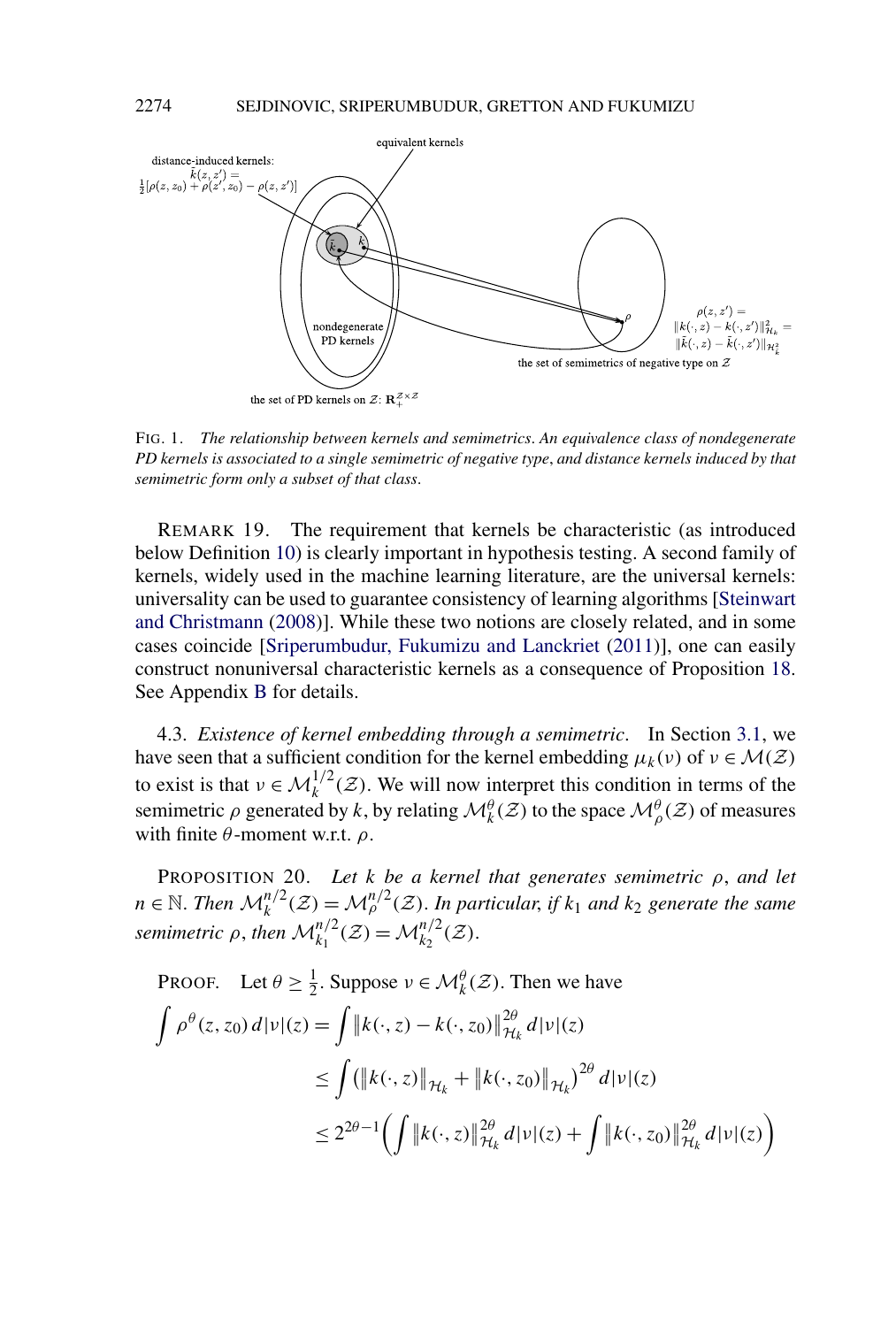FIG. 1. *The relationship between kernels and semimetrics. An equivalence class of nondegenerate PD kernels is associated to a single semimetric of negative type, and distance kernels induced by that semimetric form only a subset of that class.*

REMARK 19. The requirement that kernels be characteristic (as introduced below Definition 10) is clearly important in hypothesis testing. A second family of kernels, widely used in the machine learning literature, are the universal kernels: universality can be used to guarantee consistency of learning algorithms [Steinwart and Christmann (2008)]. While these two notions are closely related, and in some cases coincide [Sriperumbudur, Fukumizu and Lanckriet (2011)], one can easily construct nonuniversal characteristic kernels as a consequence of Proposition 18. See Appendix B for details.

4.3. *Existence of kernel embedding through a semimetric.* In Section 3.1, we have seen that a sufficient condition for the kernel embedding $\mu_k(\nu)$ of $\nu \in \mathcal{M}(\mathcal{Z})$ to exist is that $\nu \in \mathcal{M}_k^{1/2}(\mathcal{Z})$. We will now interpret this condition in terms of the semimetric $\rho$ generated by $k$, by relating $\mathcal{M}_k^{\theta}(\mathcal{Z})$ to the space $\mathcal{M}_\rho^{\theta}(\mathcal{Z})$ of measures with finite $\theta$-moment w.r.t. $\rho$.

PROPOSITION 20. *Let $k$ be a kernel that generates semimetric $\rho$, and let $n \in \mathbb{N}$. Then $\mathcal{M}_k^{n/2}(\mathcal{Z}) = \mathcal{M}_\rho^{n/2}(\mathcal{Z})$. In particular, if $k_1$ and $k_2$ generate the same semimetric $\rho$, then $\mathcal{M}_{k_1}^{n/2}(\mathcal{Z}) = \mathcal{M}_{k_2}^{n/2}(\mathcal{Z})$.*

PROOF. Let $\theta \geq \frac{1}{2}$. Suppose $\nu \in \mathcal{M}_k^{\theta}(\mathcal{Z})$. Then we have

$$
\begin{aligned}
\int \rho^{\theta}(z, z_0)\, d|\nu|(z) &= \int \|k(\cdot, z) - k(\cdot, z_0)\|_{\mathcal{H}_k}^{2\theta}\, d|\nu|(z) \\
&\leq \int \left(\|k(\cdot, z)\|_{\mathcal{H}_k} + \|k(\cdot, z_0)\|_{\mathcal{H}_k}\right)^{2\theta} d|\nu|(z) \\
&\leq 2^{2\theta - 1}\left(\int \|k(\cdot, z)\|_{\mathcal{H}_k}^{2\theta}\, d|\nu|(z) + \int \|k(\cdot, z_0)\|_{\mathcal{H}_k}^{2\theta}\, d|\nu|(z)\right)
\end{aligned}
$$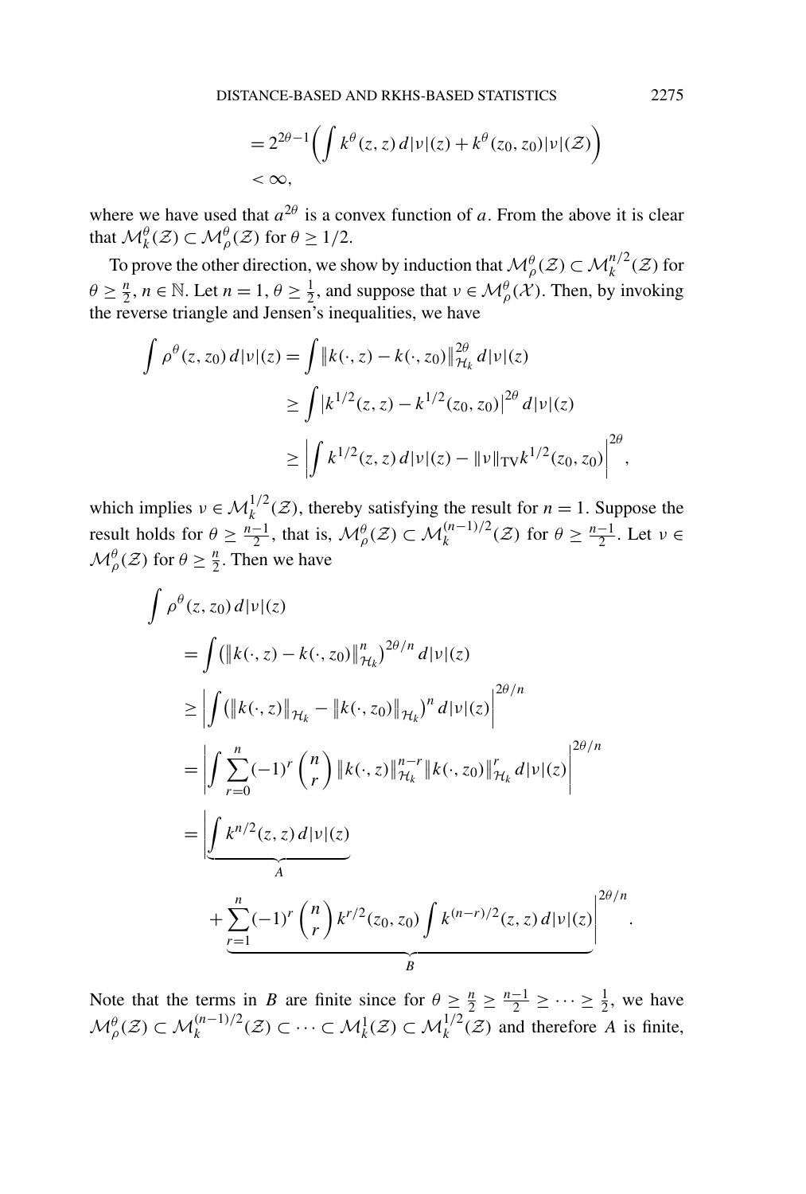$$
\begin{aligned}
&= 2^{2\theta-1}\left(\int k^{\theta}(z,z)\,d|\nu|(z) + k^{\theta}(z_0,z_0)|\nu|(\mathcal{Z})\right) \\
&< \infty,
\end{aligned}
$$

where we have used that $a^{2\theta}$ is a convex function of $a$. From the above it is clear that $\mathcal{M}_k^{\theta}(\mathcal{Z}) \subset \mathcal{M}_\rho^{\theta}(\mathcal{Z})$ for $\theta \geq 1/2$.

To prove the other direction, we show by induction that $\mathcal{M}_\rho^{\theta}(\mathcal{Z}) \subset \mathcal{M}_k^{n/2}(\mathcal{Z})$ for $\theta \geq \frac{n}{2}$, $n \in \mathbb{N}$. Let $n = 1$, $\theta \geq \frac{1}{2}$, and suppose that $\nu \in \mathcal{M}_\rho^{\theta}(\mathcal{X})$. Then, by invoking the reverse triangle and Jensen's inequalities, we have

$$
\begin{aligned}
\int \rho^{\theta}(z,z_0)\,d|\nu|(z) &= \int \|k(\cdot,z) - k(\cdot,z_0)\|_{\mathcal{H}_k}^{2\theta}\,d|\nu|(z) \\
&\geq \int \left|k^{1/2}(z,z) - k^{1/2}(z_0,z_0)\right|^{2\theta}\,d|\nu|(z) \\
&\geq \left|\int k^{1/2}(z,z)\,d|\nu|(z) - \|\nu\|_{\mathrm{TV}} k^{1/2}(z_0,z_0)\right|^{2\theta},
\end{aligned}
$$

which implies $\nu \in \mathcal{M}_k^{1/2}(\mathcal{Z})$, thereby satisfying the result for $n = 1$. Suppose the result holds for $\theta \geq \frac{n-1}{2}$, that is, $\mathcal{M}_\rho^{\theta}(\mathcal{Z}) \subset \mathcal{M}_k^{(n-1)/2}(\mathcal{Z})$ for $\theta \geq \frac{n-1}{2}$. Let $\nu \in \mathcal{M}_\rho^{\theta}(\mathcal{Z})$ for $\theta \geq \frac{n}{2}$. Then we have

$$
\begin{aligned}
&\int \rho^{\theta}(z,z_0)\,d|\nu|(z) \\
&\quad = \int \left(\|k(\cdot,z) - k(\cdot,z_0)\|_{\mathcal{H}_k}^{n}\right)^{2\theta/n}\,d|\nu|(z) \\
&\quad \geq \left|\int \left(\|k(\cdot,z)\|_{\mathcal{H}_k} - \|k(\cdot,z_0)\|_{\mathcal{H}_k}\right)^{n}\,d|\nu|(z)\right|^{2\theta/n} \\
&\quad = \left|\int \sum_{r=0}^{n}(-1)^r \binom{n}{r} \|k(\cdot,z)\|_{\mathcal{H}_k}^{n-r} \|k(\cdot,z_0)\|_{\mathcal{H}_k}^{r}\,d|\nu|(z)\right|^{2\theta/n} \\
&\quad = \Bigg|\underbrace{\int k^{n/2}(z,z)\,d|\nu|(z)}_{A} \\
&\qquad + \underbrace{\sum_{r=1}^{n}(-1)^r \binom{n}{r} k^{r/2}(z_0,z_0) \int k^{(n-r)/2}(z,z)\,d|\nu|(z)}_{B}\Bigg|^{2\theta/n}.
\end{aligned}
$$

Note that the terms in $B$ are finite since for $\theta \geq \frac{n}{2} \geq \frac{n-1}{2} \geq \cdots \geq \frac{1}{2}$, we have $\mathcal{M}_\rho^{\theta}(\mathcal{Z}) \subset \mathcal{M}_k^{(n-1)/2}(\mathcal{Z}) \subset \cdots \subset \mathcal{M}_k^{1}(\mathcal{Z}) \subset \mathcal{M}_k^{1/2}(\mathcal{Z})$ and therefore $A$ is finite,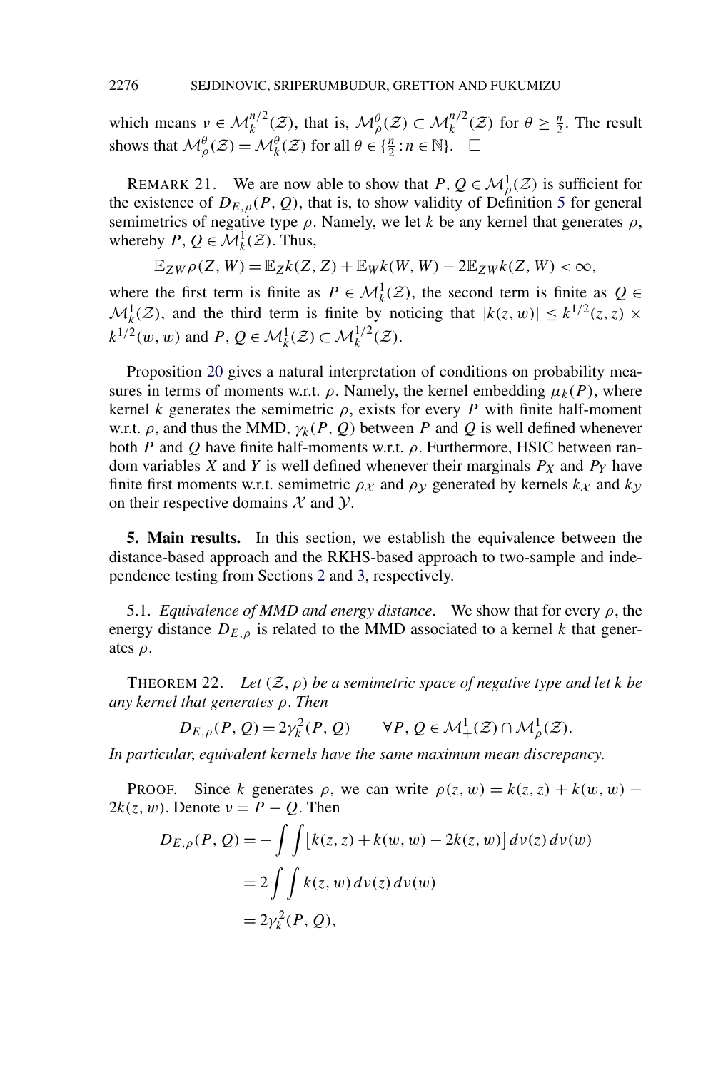which means $\nu \in \mathcal{M}_k^{n/2}(\mathcal{Z})$, that is, $\mathcal{M}_\rho^\theta(\mathcal{Z}) \subset \mathcal{M}_k^{n/2}(\mathcal{Z})$ for $\theta \geq \frac{n}{2}$. The result shows that $\mathcal{M}_\rho^\theta(\mathcal{Z}) = \mathcal{M}_k^\theta(\mathcal{Z})$ for all $\theta \in \{\frac{n}{2} : n \in \mathbb{N}\}$. $\square$

REMARK 21. We are now able to show that $P, Q \in \mathcal{M}_\rho^1(\mathcal{Z})$ is sufficient for the existence of $D_{E,\rho}(P, Q)$, that is, to show validity of Definition 5 for general semimetrics of negative type $\rho$. Namely, we let $k$ be any kernel that generates $\rho$, whereby $P, Q \in \mathcal{M}_k^1(\mathcal{Z})$. Thus,

$$\mathbb{E}_{ZW}\rho(Z, W) = \mathbb{E}_Z k(Z, Z) + \mathbb{E}_W k(W, W) - 2\mathbb{E}_{ZW} k(Z, W) < \infty,$$

where the first term is finite as $P \in \mathcal{M}_k^1(\mathcal{Z})$, the second term is finite as $Q \in \mathcal{M}_k^1(\mathcal{Z})$, and the third term is finite by noticing that $|k(z, w)| \leq k^{1/2}(z, z) \times k^{1/2}(w, w)$ and $P, Q \in \mathcal{M}_k^1(\mathcal{Z}) \subset \mathcal{M}_k^{1/2}(\mathcal{Z})$.

Proposition 20 gives a natural interpretation of conditions on probability measures in terms of moments w.r.t. $\rho$. Namely, the kernel embedding $\mu_k(P)$, where kernel $k$ generates the semimetric $\rho$, exists for every $P$ with finite half-moment w.r.t. $\rho$, and thus the MMD, $\gamma_k(P, Q)$ between $P$ and $Q$ is well defined whenever both $P$ and $Q$ have finite half-moments w.r.t. $\rho$. Furthermore, HSIC between random variables $X$ and $Y$ is well defined whenever their marginals $P_X$ and $P_Y$ have finite first moments w.r.t. semimetric $\rho_\mathcal{X}$ and $\rho_\mathcal{Y}$ generated by kernels $k_\mathcal{X}$ and $k_\mathcal{Y}$ on their respective domains $\mathcal{X}$ and $\mathcal{Y}$.

## 5. Main results.

In this section, we establish the equivalence between the distance-based approach and the RKHS-based approach to two-sample and independence testing from Sections 2 and 3, respectively.

### 5.1. *Equivalence of MMD and energy distance*.

We show that for every $\rho$, the energy distance $D_{E,\rho}$ is related to the MMD associated to a kernel $k$ that generates $\rho$.

THEOREM 22. *Let $(\mathcal{Z}, \rho)$ be a semimetric space of negative type and let $k$ be any kernel that generates $\rho$. Then*

$$D_{E,\rho}(P, Q) = 2\gamma_k^2(P, Q) \qquad \forall P, Q \in \mathcal{M}_+^1(\mathcal{Z}) \cap \mathcal{M}_\rho^1(\mathcal{Z}).$$

*In particular, equivalent kernels have the same maximum mean discrepancy.*

PROOF. Since $k$ generates $\rho$, we can write $\rho(z, w) = k(z, z) + k(w, w) - 2k(z, w)$. Denote $\nu = P - Q$. Then

$$\begin{aligned} D_{E,\rho}(P, Q) &= -\int\int \left[k(z, z) + k(w, w) - 2k(z, w)\right] d\nu(z)\, d\nu(w) \\ &= 2\int\int k(z, w)\, d\nu(z)\, d\nu(w) \\ &= 2\gamma_k^2(P, Q), \end{aligned}$$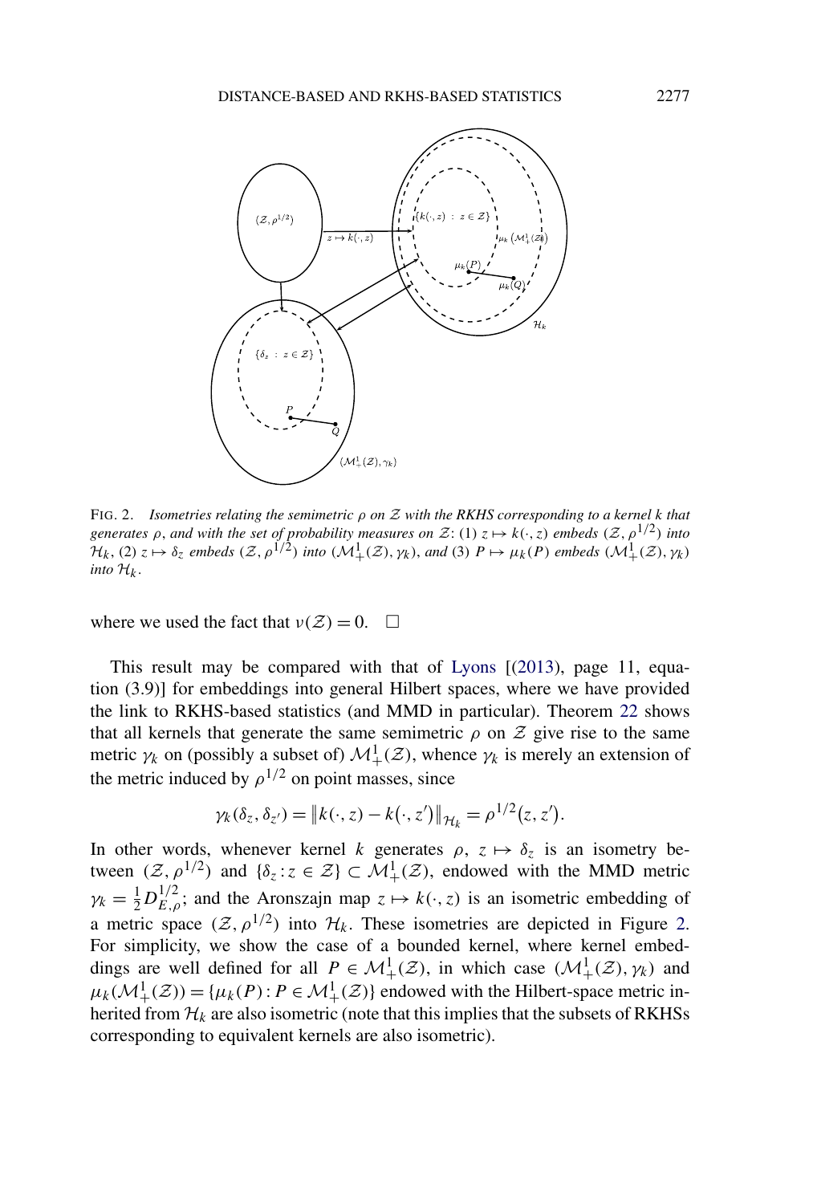FIG. 2. *Isometries relating the semimetric $\rho$ on $\mathcal{Z}$ with the RKHS corresponding to a kernel $k$ that generates $\rho$, and with the set of probability measures on $\mathcal{Z}$: (1) $z \mapsto k(\cdot, z)$ embeds $(\mathcal{Z}, \rho^{1/2})$ into $\mathcal{H}_k$, (2) $z \mapsto \delta_z$ embeds $(\mathcal{Z}, \rho^{1/2})$ into $(\mathcal{M}_+^1(\mathcal{Z}), \gamma_k)$, and (3) $P \mapsto \mu_k(P)$ embeds $(\mathcal{M}_+^1(\mathcal{Z}), \gamma_k)$ into $\mathcal{H}_k$.*

where we used the fact that $\nu(\mathcal{Z}) = 0$. $\square$

This result may be compared with that of Lyons [(2013), page 11, equation (3.9)] for embeddings into general Hilbert spaces, where we have provided the link to RKHS-based statistics (and MMD in particular). Theorem 22 shows that all kernels that generate the same semimetric $\rho$ on $\mathcal{Z}$ give rise to the same metric $\gamma_k$ on (possibly a subset of) $\mathcal{M}_+^1(\mathcal{Z})$, whence $\gamma_k$ is merely an extension of the metric induced by $\rho^{1/2}$ on point masses, since

$$\gamma_k(\delta_z, \delta_{z'}) = \|k(\cdot, z) - k(\cdot, z')\|_{\mathcal{H}_k} = \rho^{1/2}(z, z').$$

In other words, whenever kernel $k$ generates $\rho$, $z \mapsto \delta_z$ is an isometry between $(\mathcal{Z}, \rho^{1/2})$ and $\{\delta_z : z \in \mathcal{Z}\} \subset \mathcal{M}_+^1(\mathcal{Z})$, endowed with the MMD metric $\gamma_k = \frac{1}{2} D_{E,\rho}^{1/2}$; and the Aronszajn map $z \mapsto k(\cdot, z)$ is an isometric embedding of a metric space $(\mathcal{Z}, \rho^{1/2})$ into $\mathcal{H}_k$. These isometries are depicted in Figure 2. For simplicity, we show the case of a bounded kernel, where kernel embeddings are well defined for all $P \in \mathcal{M}_+^1(\mathcal{Z})$, in which case $(\mathcal{M}_+^1(\mathcal{Z}), \gamma_k)$ and $\mu_k(\mathcal{M}_+^1(\mathcal{Z})) = \{\mu_k(P) : P \in \mathcal{M}_+^1(\mathcal{Z})\}$ endowed with the Hilbert-space metric inherited from $\mathcal{H}_k$ are also isometric (note that this implies that the subsets of RKHSs corresponding to equivalent kernels are also isometric).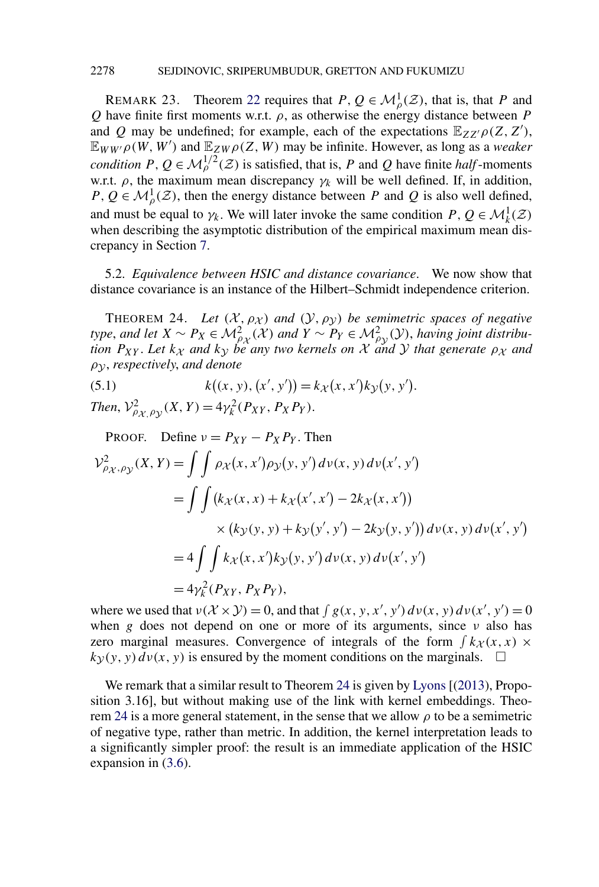REMARK 23. Theorem 22 requires that $P, Q \in \mathcal{M}_\rho^1(\mathcal{Z})$, that is, that $P$ and $Q$ have finite first moments w.r.t. $\rho$, as otherwise the energy distance between $P$ and $Q$ may be undefined; for example, each of the expectations $\mathbb{E}_{ZZ'}\rho(Z, Z')$, $\mathbb{E}_{WW'}\rho(W, W')$ and $\mathbb{E}_{ZW}\rho(Z, W)$ may be infinite. However, as long as a *weaker condition* $P, Q \in \mathcal{M}_\rho^{1/2}(\mathcal{Z})$ is satisfied, that is, $P$ and $Q$ have finite *half*-moments w.r.t. $\rho$, the maximum mean discrepancy $\gamma_k$ will be well defined. If, in addition, $P, Q \in \mathcal{M}_\rho^1(\mathcal{Z})$, then the energy distance between $P$ and $Q$ is also well defined, and must be equal to $\gamma_k$. We will later invoke the same condition $P, Q \in \mathcal{M}_k^1(\mathcal{Z})$ when describing the asymptotic distribution of the empirical maximum mean discrepancy in Section 7.

## 5.2. *Equivalence between HSIC and distance covariance*.

We now show that distance covariance is an instance of the Hilbert–Schmidt independence criterion.

THEOREM 24. *Let $(\mathcal{X}, \rho_\mathcal{X})$ and $(\mathcal{Y}, \rho_\mathcal{Y})$ be semimetric spaces of negative type, and let $X \sim P_X \in \mathcal{M}^2_{\rho_\mathcal{X}}(\mathcal{X})$ and $Y \sim P_Y \in \mathcal{M}^2_{\rho_\mathcal{Y}}(\mathcal{Y})$, having joint distribution $P_{XY}$. Let $k_\mathcal{X}$ and $k_\mathcal{Y}$ be any two kernels on $\mathcal{X}$ and $\mathcal{Y}$ that generate $\rho_\mathcal{X}$ and $\rho_\mathcal{Y}$, respectively, and denote*

$$k((x, y), (x', y')) = k_\mathcal{X}(x, x')k_\mathcal{Y}(y, y'). \tag{5.1}$$

*Then, $\mathcal{V}^2_{\rho_\mathcal{X}, \rho_\mathcal{Y}}(X, Y) = 4\gamma_k^2(P_{XY}, P_X P_Y)$.*

PROOF. Define $\nu = P_{XY} - P_X P_Y$. Then

$$\begin{aligned}
\mathcal{V}^2_{\rho_\mathcal{X}, \rho_\mathcal{Y}}(X, Y) &= \int\int \rho_\mathcal{X}(x, x')\rho_\mathcal{Y}(y, y')\,d\nu(x, y)\,d\nu(x', y') \\
&= \int\int \big(k_\mathcal{X}(x, x) + k_\mathcal{X}(x', x') - 2k_\mathcal{X}(x, x')\big) \\
&\qquad \times \big(k_\mathcal{Y}(y, y) + k_\mathcal{Y}(y', y') - 2k_\mathcal{Y}(y, y')\big)\,d\nu(x, y)\,d\nu(x', y') \\
&= 4\int\int k_\mathcal{X}(x, x')k_\mathcal{Y}(y, y')\,d\nu(x, y)\,d\nu(x', y') \\
&= 4\gamma_k^2(P_{XY}, P_X P_Y),
\end{aligned}$$

where we used that $\nu(\mathcal{X} \times \mathcal{Y}) = 0$, and that $\int g(x, y, x', y')\,d\nu(x, y)\,d\nu(x', y') = 0$ when $g$ does not depend on one or more of its arguments, since $\nu$ also has zero marginal measures. Convergence of integrals of the form $\int k_\mathcal{X}(x, x) \times k_\mathcal{Y}(y, y)\,d\nu(x, y)$ is ensured by the moment conditions on the marginals. $\square$

We remark that a similar result to Theorem 24 is given by Lyons [(2013), Proposition 3.16], but without making use of the link with kernel embeddings. Theorem 24 is a more general statement, in the sense that we allow $\rho$ to be a semimetric of negative type, rather than metric. In addition, the kernel interpretation leads to a significantly simpler proof: the result is an immediate application of the HSIC expansion in (3.6).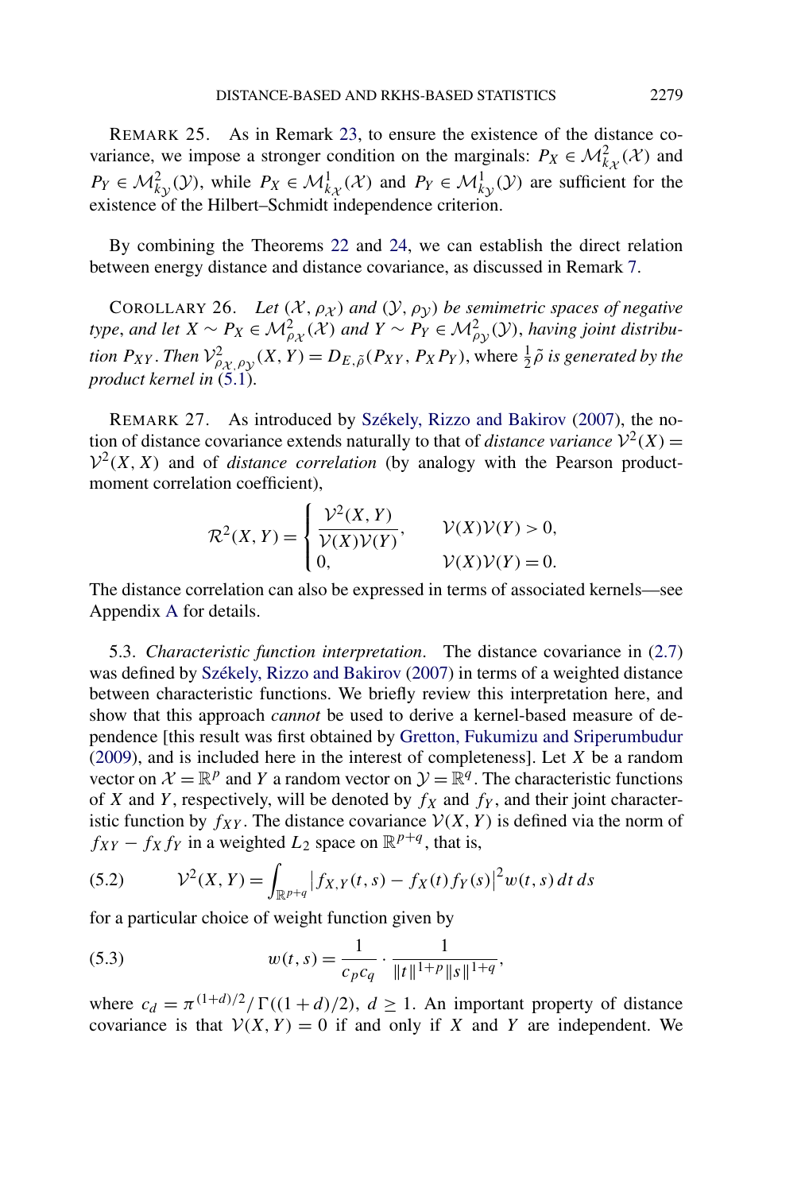REMARK 25. As in Remark 23, to ensure the existence of the distance covariance, we impose a stronger condition on the marginals: $P_X \in \mathcal{M}^2_{k_\mathcal{X}}(\mathcal{X})$ and $P_Y \in \mathcal{M}^2_{k_\mathcal{Y}}(\mathcal{Y})$, while $P_X \in \mathcal{M}^1_{k_\mathcal{X}}(\mathcal{X})$ and $P_Y \in \mathcal{M}^1_{k_\mathcal{Y}}(\mathcal{Y})$ are sufficient for the existence of the Hilbert–Schmidt independence criterion.

By combining the Theorems 22 and 24, we can establish the direct relation between energy distance and distance covariance, as discussed in Remark 7.

COROLLARY 26. *Let $(\mathcal{X}, \rho_\mathcal{X})$ and $(\mathcal{Y}, \rho_\mathcal{Y})$ be semimetric spaces of negative type, and let $X \sim P_X \in \mathcal{M}^2_{\rho_\mathcal{X}}(\mathcal{X})$ and $Y \sim P_Y \in \mathcal{M}^2_{\rho_\mathcal{Y}}(\mathcal{Y})$, having joint distribution $P_{XY}$. Then $\mathcal{V}^2_{\rho_\mathcal{X}, \rho_\mathcal{Y}}(X, Y) = D_{E,\tilde{\rho}}(P_{XY}, P_X P_Y)$, where $\frac{1}{2}\tilde{\rho}$ is generated by the product kernel in (5.1).*

REMARK 27. As introduced by Székely, Rizzo and Bakirov (2007), the notion of distance covariance extends naturally to that of *distance variance* $\mathcal{V}^2(X) = \mathcal{V}^2(X, X)$ and of *distance correlation* (by analogy with the Pearson product-moment correlation coefficient),

$$\mathcal{R}^2(X, Y) = \begin{cases} \dfrac{\mathcal{V}^2(X, Y)}{\mathcal{V}(X)\mathcal{V}(Y)}, & \mathcal{V}(X)\mathcal{V}(Y) > 0, \\ 0, & \mathcal{V}(X)\mathcal{V}(Y) = 0. \end{cases}$$

The distance correlation can also be expressed in terms of associated kernels—see Appendix A for details.

5.3. *Characteristic function interpretation*. The distance covariance in (2.7) was defined by Székely, Rizzo and Bakirov (2007) in terms of a weighted distance between characteristic functions. We briefly review this interpretation here, and show that this approach *cannot* be used to derive a kernel-based measure of dependence [this result was first obtained by Gretton, Fukumizu and Sriperumbudur (2009), and is included here in the interest of completeness]. Let $X$ be a random vector on $\mathcal{X} = \mathbb{R}^p$ and $Y$ a random vector on $\mathcal{Y} = \mathbb{R}^q$. The characteristic functions of $X$ and $Y$, respectively, will be denoted by $f_X$ and $f_Y$, and their joint characteristic function by $f_{XY}$. The distance covariance $\mathcal{V}(X, Y)$ is defined via the norm of $f_{XY} - f_X f_Y$ in a weighted $L_2$ space on $\mathbb{R}^{p+q}$, that is,

$$\mathcal{V}^2(X, Y) = \int_{\mathbb{R}^{p+q}} \left| f_{X,Y}(t, s) - f_X(t) f_Y(s) \right|^2 w(t, s) \, dt \, ds \tag{5.2}$$

for a particular choice of weight function given by

$$w(t, s) = \frac{1}{c_p c_q} \cdot \frac{1}{\|t\|^{1+p} \|s\|^{1+q}}, \tag{5.3}$$

where $c_d = \pi^{(1+d)/2} / \Gamma((1+d)/2)$, $d \geq 1$. An important property of distance covariance is that $\mathcal{V}(X, Y) = 0$ if and only if $X$ and $Y$ are independent. We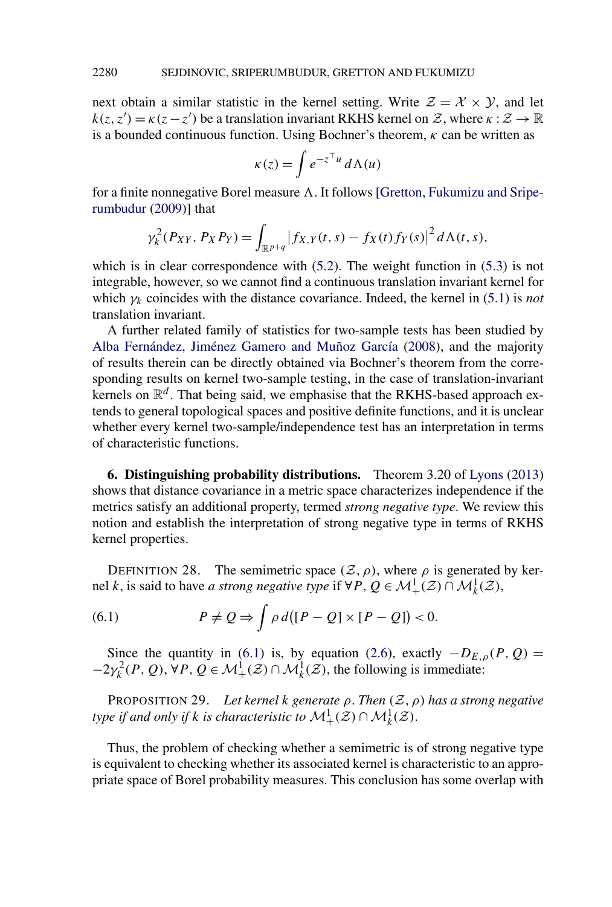next obtain a similar statistic in the kernel setting. Write $\mathcal{Z} = \mathcal{X} \times \mathcal{Y}$, and let $k(z, z') = \kappa(z - z')$ be a translation invariant RKHS kernel on $\mathcal{Z}$, where $\kappa : \mathcal{Z} \to \mathbb{R}$ is a bounded continuous function. Using Bochner's theorem, $\kappa$ can be written as

$$\kappa(z) = \int e^{-z^\top u} \, d\Lambda(u)$$

for a finite nonnegative Borel measure $\Lambda$. It follows [Gretton, Fukumizu and Sriperumbudur (2009)] that

$$\gamma_k^2(P_{XY}, P_X P_Y) = \int_{\mathbb{R}^{p+q}} \left| f_{X,Y}(t, s) - f_X(t) f_Y(s) \right|^2 d\Lambda(t, s),$$

which is in clear correspondence with (5.2). The weight function in (5.3) is not integrable, however, so we cannot find a continuous translation invariant kernel for which $\gamma_k$ coincides with the distance covariance. Indeed, the kernel in (5.1) is *not* translation invariant.

A further related family of statistics for two-sample tests has been studied by Alba Fernández, Jiménez Gamero and Muñoz García (2008), and the majority of results therein can be directly obtained via Bochner's theorem from the corresponding results on kernel two-sample testing, in the case of translation-invariant kernels on $\mathbb{R}^d$. That being said, we emphasise that the RKHS-based approach extends to general topological spaces and positive definite functions, and it is unclear whether every kernel two-sample/independence test has an interpretation in terms of characteristic functions.

## 6. Distinguishing probability distributions.

Theorem 3.20 of Lyons (2013) shows that distance covariance in a metric space characterizes independence if the metrics satisfy an additional property, termed *strong negative type*. We review this notion and establish the interpretation of strong negative type in terms of RKHS kernel properties.

DEFINITION 28. The semimetric space $(\mathcal{Z}, \rho)$, where $\rho$ is generated by kernel $k$, is said to have *a strong negative type* if $\forall P, Q \in \mathcal{M}_+^1(\mathcal{Z}) \cap \mathcal{M}_k^1(\mathcal{Z})$,

$$P \neq Q \Rightarrow \int \rho \, d\big([P - Q] \times [P - Q]\big) < 0. \tag{6.1}$$

Since the quantity in (6.1) is, by equation (2.6), exactly $-D_{E,\rho}(P, Q) = -2\gamma_k^2(P, Q)$, $\forall P, Q \in \mathcal{M}_+^1(\mathcal{Z}) \cap \mathcal{M}_k^1(\mathcal{Z})$, the following is immediate:

PROPOSITION 29. *Let kernel $k$ generate $\rho$. Then $(\mathcal{Z}, \rho)$ has a strong negative type if and only if $k$ is characteristic to $\mathcal{M}_+^1(\mathcal{Z}) \cap \mathcal{M}_k^1(\mathcal{Z})$.*

Thus, the problem of checking whether a semimetric is of strong negative type is equivalent to checking whether its associated kernel is characteristic to an appropriate space of Borel probability measures. This conclusion has some overlap with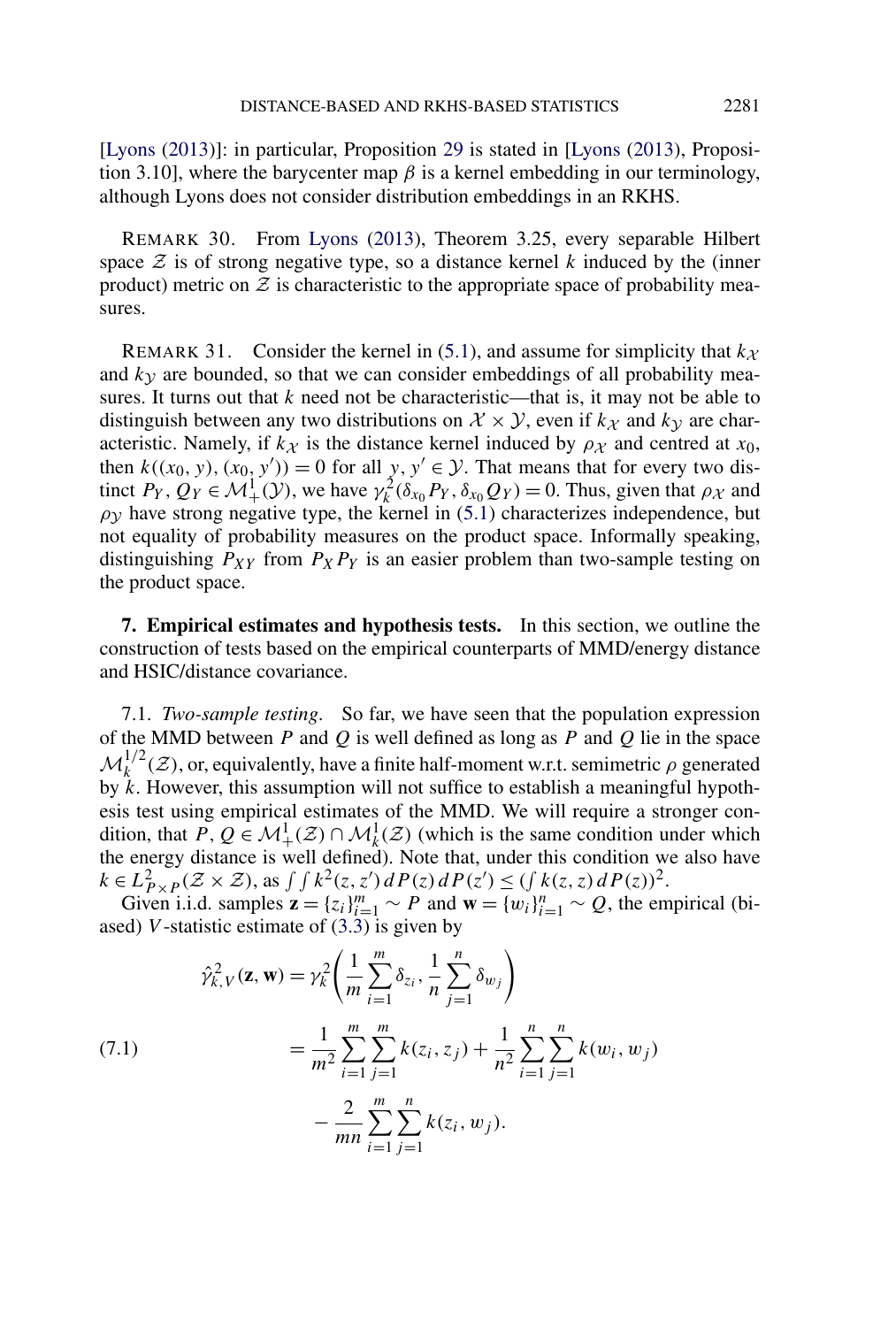[Lyons (2013)]: in particular, Proposition 29 is stated in [Lyons (2013), Proposition 3.10], where the barycenter map $\beta$ is a kernel embedding in our terminology, although Lyons does not consider distribution embeddings in an RKHS.

REMARK 30. From Lyons (2013), Theorem 3.25, every separable Hilbert space $\mathcal{Z}$ is of strong negative type, so a distance kernel $k$ induced by the (inner product) metric on $\mathcal{Z}$ is characteristic to the appropriate space of probability measures.

REMARK 31. Consider the kernel in (5.1), and assume for simplicity that $k_{\mathcal{X}}$ and $k_{\mathcal{Y}}$ are bounded, so that we can consider embeddings of all probability measures. It turns out that $k$ need not be characteristic—that is, it may not be able to distinguish between any two distributions on $\mathcal{X} \times \mathcal{Y}$, even if $k_{\mathcal{X}}$ and $k_{\mathcal{Y}}$ are characteristic. Namely, if $k_{\mathcal{X}}$ is the distance kernel induced by $\rho_{\mathcal{X}}$ and centred at $x_0$, then $k((x_0, y), (x_0, y')) = 0$ for all $y, y' \in \mathcal{Y}$. That means that for every two distinct $P_Y, Q_Y \in \mathcal{M}_+^1(\mathcal{Y})$, we have $\gamma_k^2(\delta_{x_0} P_Y, \delta_{x_0} Q_Y) = 0$. Thus, given that $\rho_{\mathcal{X}}$ and $\rho_{\mathcal{Y}}$ have strong negative type, the kernel in (5.1) characterizes independence, but not equality of probability measures on the product space. Informally speaking, distinguishing $P_{XY}$ from $P_X P_Y$ is an easier problem than two-sample testing on the product space.

## 7. Empirical estimates and hypothesis tests.

In this section, we outline the construction of tests based on the empirical counterparts of MMD/energy distance and HSIC/distance covariance.

### 7.1. *Two-sample testing*.

So far, we have seen that the population expression of the MMD between $P$ and $Q$ is well defined as long as $P$ and $Q$ lie in the space $\mathcal{M}_k^{1/2}(\mathcal{Z})$, or, equivalently, have a finite half-moment w.r.t. semimetric $\rho$ generated by $k$. However, this assumption will not suffice to establish a meaningful hypothesis test using empirical estimates of the MMD. We will require a stronger condition, that $P, Q \in \mathcal{M}_+^1(\mathcal{Z}) \cap \mathcal{M}_k^1(\mathcal{Z})$ (which is the same condition under which the energy distance is well defined). Note that, under this condition we also have $k \in L^2_{P \times P}(\mathcal{Z} \times \mathcal{Z})$, as $\int\int k^2(z, z')\, dP(z)\, dP(z') \leq (\int k(z, z)\, dP(z))^2$.

Given i.i.d. samples $\mathbf{z} = \{z_i\}_{i=1}^m \sim P$ and $\mathbf{w} = \{w_i\}_{i=1}^n \sim Q$, the empirical (biased) $V$-statistic estimate of (3.3) is given by

$$
\begin{aligned}
\hat{\gamma}_{k,V}^2(\mathbf{z}, \mathbf{w}) &= \gamma_k^2\left(\frac{1}{m}\sum_{i=1}^m \delta_{z_i}, \frac{1}{n}\sum_{j=1}^n \delta_{w_j}\right) \\
&= \frac{1}{m^2}\sum_{i=1}^m\sum_{j=1}^m k(z_i, z_j) + \frac{1}{n^2}\sum_{i=1}^n\sum_{j=1}^n k(w_i, w_j) \\
&\quad - \frac{2}{mn}\sum_{i=1}^m\sum_{j=1}^n k(z_i, w_j).
\end{aligned} \tag{7.1}
$$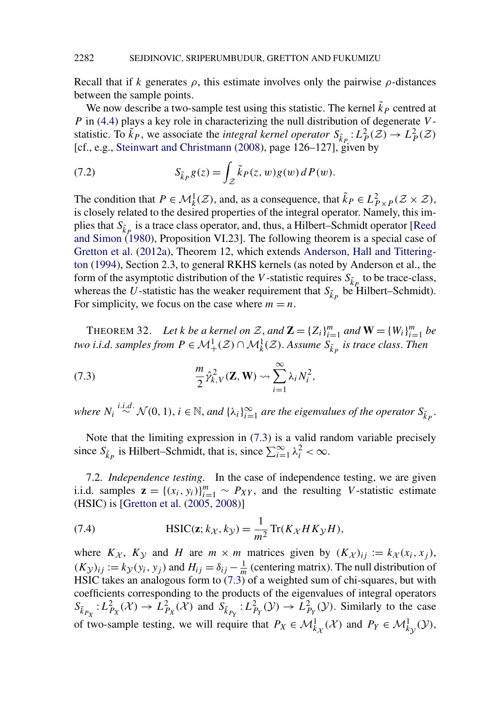Recall that if $k$ generates $\rho$, this estimate involves only the pairwise $\rho$-distances between the sample points.

We now describe a two-sample test using this statistic. The kernel $\tilde{k}_P$ centred at $P$ in (4.4) plays a key role in characterizing the null distribution of degenerate $V$-statistic. To $\tilde{k}_P$, we associate the *integral kernel operator* $S_{\tilde{k}_P} : L_P^2(\mathcal{Z}) \to L_P^2(\mathcal{Z})$ [cf., e.g., Steinwart and Christmann (2008), page 126–127], given by

$$S_{\tilde{k}_P} g(z) = \int_{\mathcal{Z}} \tilde{k}_P(z, w) g(w) \, dP(w). \tag{7.2}$$

The condition that $P \in \mathcal{M}_k^1(\mathcal{Z})$, and, as a consequence, that $\tilde{k}_P \in L^2_{P \times P}(\mathcal{Z} \times \mathcal{Z})$, is closely related to the desired properties of the integral operator. Namely, this implies that $S_{\tilde{k}_P}$ is a trace class operator, and, thus, a Hilbert–Schmidt operator [Reed and Simon (1980), Proposition VI.23]. The following theorem is a special case of Gretton et al. (2012a), Theorem 12, which extends Anderson, Hall and Titterington (1994), Section 2.3, to general RKHS kernels (as noted by Anderson et al., the form of the asymptotic distribution of the $V$-statistic requires $S_{\tilde{k}_P}$ to be trace-class, whereas the $U$-statistic has the weaker requirement that $S_{\tilde{k}_P}$ be Hilbert–Schmidt). For simplicity, we focus on the case where $m = n$.

THEOREM 32. *Let $k$ be a kernel on $\mathcal{Z}$, and $\mathbf{Z} = \{Z_i\}_{i=1}^m$ and $\mathbf{W} = \{W_i\}_{i=1}^m$ be two i.i.d. samples from $P \in \mathcal{M}_+^1(\mathcal{Z}) \cap \mathcal{M}_k^1(\mathcal{Z})$. Assume $S_{\tilde{k}_P}$ is trace class. Then*

$$\frac{m}{2} \hat{\gamma}_{k,V}^2(\mathbf{Z}, \mathbf{W}) \rightsquigarrow \sum_{i=1}^{\infty} \lambda_i N_i^2, \tag{7.3}$$

*where $N_i \overset{i.i.d.}{\sim} \mathcal{N}(0, 1)$, $i \in \mathbb{N}$, and $\{\lambda_i\}_{i=1}^{\infty}$ are the eigenvalues of the operator $S_{\tilde{k}_P}$.*

Note that the limiting expression in (7.3) is a valid random variable precisely since $S_{\tilde{k}_P}$ is Hilbert–Schmidt, that is, since $\sum_{i=1}^{\infty} \lambda_i^2 < \infty$.

7.2. *Independence testing.* In the case of independence testing, we are given i.i.d. samples $\mathbf{z} = \{(x_i, y_i)\}_{i=1}^m \sim P_{XY}$, and the resulting $V$-statistic estimate (HSIC) is [Gretton et al. (2005, 2008)]

$$\mathrm{HSIC}(\mathbf{z}; k_{\mathcal{X}}, k_{\mathcal{Y}}) = \frac{1}{m^2} \operatorname{Tr}(K_{\mathcal{X}} H K_{\mathcal{Y}} H), \tag{7.4}$$

where $K_{\mathcal{X}}$, $K_{\mathcal{Y}}$ and $H$ are $m \times m$ matrices given by $(K_{\mathcal{X}})_{ij} := k_{\mathcal{X}}(x_i, x_j)$, $(K_{\mathcal{Y}})_{ij} := k_{\mathcal{Y}}(y_i, y_j)$ and $H_{ij} = \delta_{ij} - \frac{1}{m}$ (centering matrix). The null distribution of HSIC takes an analogous form to (7.3) of a weighted sum of chi-squares, but with coefficients corresponding to the products of the eigenvalues of integral operators $S_{\tilde{k}_{P_X}} : L^2_{P_X}(\mathcal{X}) \to L^2_{P_X}(\mathcal{X})$ and $S_{\tilde{k}_{P_Y}} : L^2_{P_Y}(\mathcal{Y}) \to L^2_{P_Y}(\mathcal{Y})$. Similarly to the case of two-sample testing, we will require that $P_X \in \mathcal{M}^1_{k_{\mathcal{X}}}(\mathcal{X})$ and $P_Y \in \mathcal{M}^1_{k_{\mathcal{Y}}}(\mathcal{Y})$,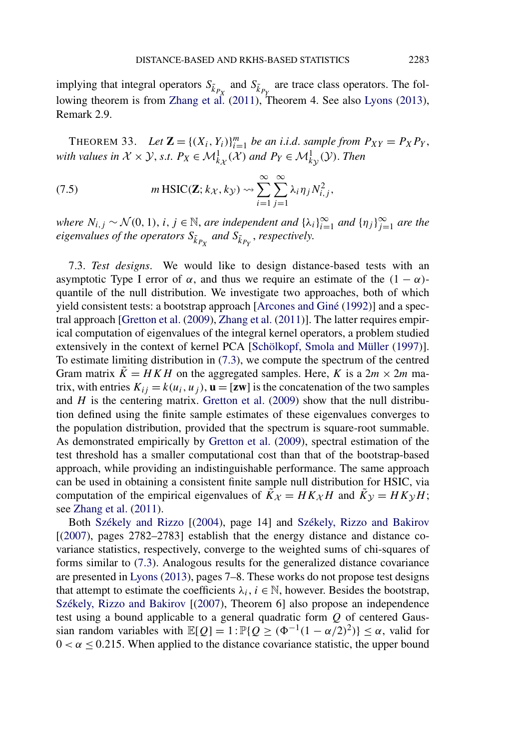implying that integral operators $S_{\tilde{k}_{P_X}}$ and $S_{\tilde{k}_{P_Y}}$ are trace class operators. The following theorem is from Zhang et al. (2011), Theorem 4. See also Lyons (2013), Remark 2.9.

THEOREM 33. *Let $\mathbf{Z} = \{(X_i, Y_i)\}_{i=1}^m$ be an i.i.d. sample from $P_{XY} = P_X P_Y$, with values in $\mathcal{X} \times \mathcal{Y}$, s.t. $P_X \in \mathcal{M}^1_{k_\mathcal{X}}(\mathcal{X})$ and $P_Y \in \mathcal{M}^1_{k_\mathcal{Y}}(\mathcal{Y})$. Then*

$$
m\,\mathrm{HSIC}(\mathbf{Z}; k_\mathcal{X}, k_\mathcal{Y}) \rightsquigarrow \sum_{i=1}^{\infty} \sum_{j=1}^{\infty} \lambda_i \eta_j N_{i,j}^2, \tag{7.5}
$$

*where $N_{i,j} \sim \mathcal{N}(0, 1)$, $i, j \in \mathbb{N}$, are independent and $\{\lambda_i\}_{i=1}^{\infty}$ and $\{\eta_j\}_{j=1}^{\infty}$ are the eigenvalues of the operators $S_{\tilde{k}_{P_X}}$ and $S_{\tilde{k}_{P_Y}}$, respectively.*

7.3. *Test designs.* We would like to design distance-based tests with an asymptotic Type I error of $\alpha$, and thus we require an estimate of the $(1 - \alpha)$-quantile of the null distribution. We investigate two approaches, both of which yield consistent tests: a bootstrap approach [Arcones and Giné (1992)] and a spectral approach [Gretton et al. (2009), Zhang et al. (2011)]. The latter requires empirical computation of eigenvalues of the integral kernel operators, a problem studied extensively in the context of kernel PCA [Schölkopf, Smola and Müller (1997)]. To estimate limiting distribution in (7.3), we compute the spectrum of the centred Gram matrix $\tilde{K} = HKH$ on the aggregated samples. Here, $K$ is a $2m \times 2m$ matrix, with entries $K_{ij} = k(u_i, u_j)$, $\mathbf{u} = [\mathbf{z}\mathbf{w}]$ is the concatenation of the two samples and $H$ is the centering matrix. Gretton et al. (2009) show that the null distribution defined using the finite sample estimates of these eigenvalues converges to the population distribution, provided that the spectrum is square-root summable. As demonstrated empirically by Gretton et al. (2009), spectral estimation of the test threshold has a smaller computational cost than that of the bootstrap-based approach, while providing an indistinguishable performance. The same approach can be used in obtaining a consistent finite sample null distribution for HSIC, via computation of the empirical eigenvalues of $\tilde{K}_\mathcal{X} = HK_\mathcal{X}H$ and $\tilde{K}_\mathcal{Y} = HK_\mathcal{Y}H$; see Zhang et al. (2011).

Both Székely and Rizzo [(2004), page 14] and Székely, Rizzo and Bakirov [(2007), pages 2782–2783] establish that the energy distance and distance covariance statistics, respectively, converge to the weighted sums of chi-squares of forms similar to (7.3). Analogous results for the generalized distance covariance are presented in Lyons (2013), pages 7–8. These works do not propose test designs that attempt to estimate the coefficients $\lambda_i$, $i \in \mathbb{N}$, however. Besides the bootstrap, Székely, Rizzo and Bakirov [(2007), Theorem 6] also propose an independence test using a bound applicable to a general quadratic form $Q$ of centered Gaussian random variables with $\mathbb{E}[Q] = 1 : \mathbb{P}\{Q \geq (\Phi^{-1}(1 - \alpha/2)^2)\} \leq \alpha$, valid for $0 < \alpha \leq 0.215$. When applied to the distance covariance statistic, the upper bound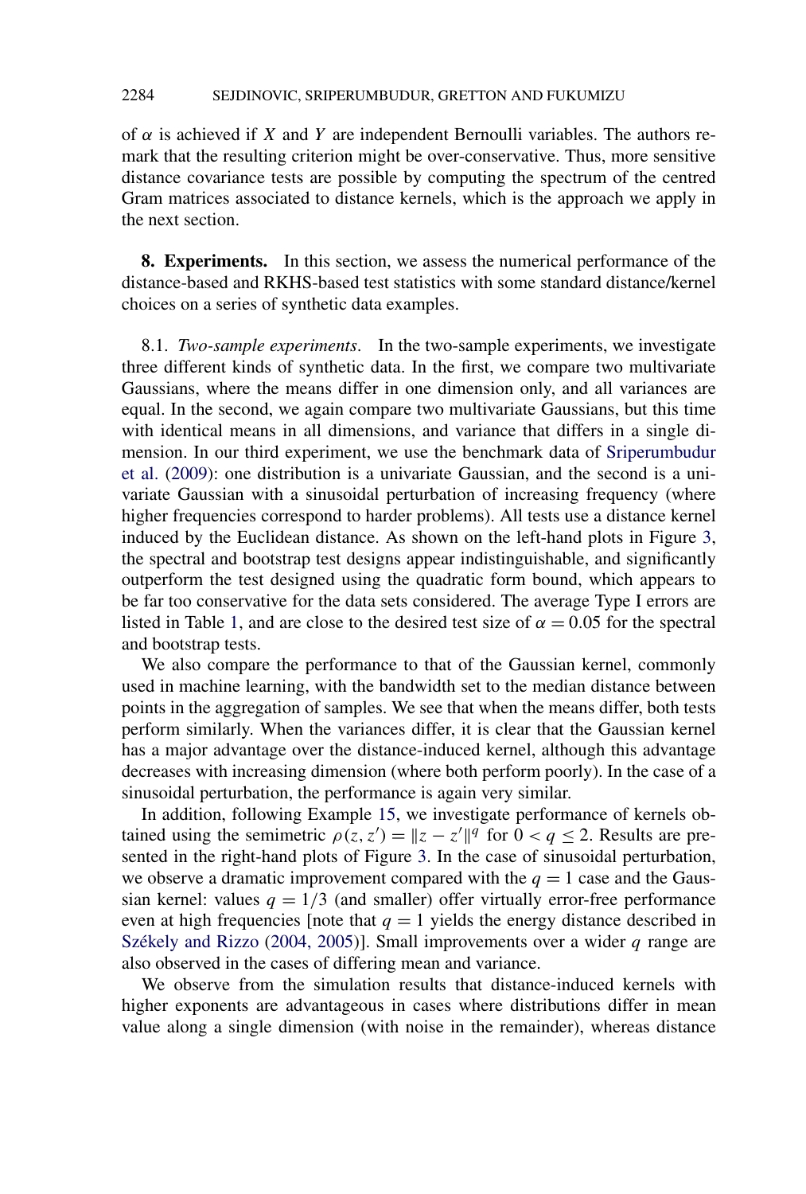of $\alpha$ is achieved if $X$ and $Y$ are independent Bernoulli variables. The authors remark that the resulting criterion might be over-conservative. Thus, more sensitive distance covariance tests are possible by computing the spectrum of the centred Gram matrices associated to distance kernels, which is the approach we apply in the next section.

## 8. Experiments.

In this section, we assess the numerical performance of the distance-based and RKHS-based test statistics with some standard distance/kernel choices on a series of synthetic data examples.

### 8.1. *Two-sample experiments*.

In the two-sample experiments, we investigate three different kinds of synthetic data. In the first, we compare two multivariate Gaussians, where the means differ in one dimension only, and all variances are equal. In the second, we again compare two multivariate Gaussians, but this time with identical means in all dimensions, and variance that differs in a single dimension. In our third experiment, we use the benchmark data of Sriperumbudur et al. (2009): one distribution is a univariate Gaussian, and the second is a univariate Gaussian with a sinusoidal perturbation of increasing frequency (where higher frequencies correspond to harder problems). All tests use a distance kernel induced by the Euclidean distance. As shown on the left-hand plots in Figure 3, the spectral and bootstrap test designs appear indistinguishable, and significantly outperform the test designed using the quadratic form bound, which appears to be far too conservative for the data sets considered. The average Type I errors are listed in Table 1, and are close to the desired test size of $\alpha = 0.05$ for the spectral and bootstrap tests.

We also compare the performance to that of the Gaussian kernel, commonly used in machine learning, with the bandwidth set to the median distance between points in the aggregation of samples. We see that when the means differ, both tests perform similarly. When the variances differ, it is clear that the Gaussian kernel has a major advantage over the distance-induced kernel, although this advantage decreases with increasing dimension (where both perform poorly). In the case of a sinusoidal perturbation, the performance is again very similar.

In addition, following Example 15, we investigate performance of kernels obtained using the semimetric $\rho(z, z') = \|z - z'\|^q$ for $0 < q \leq 2$. Results are presented in the right-hand plots of Figure 3. In the case of sinusoidal perturbation, we observe a dramatic improvement compared with the $q = 1$ case and the Gaussian kernel: values $q = 1/3$ (and smaller) offer virtually error-free performance even at high frequencies [note that $q = 1$ yields the energy distance described in Székely and Rizzo (2004, 2005)]. Small improvements over a wider $q$ range are also observed in the cases of differing mean and variance.

We observe from the simulation results that distance-induced kernels with higher exponents are advantageous in cases where distributions differ in mean value along a single dimension (with noise in the remainder), whereas distance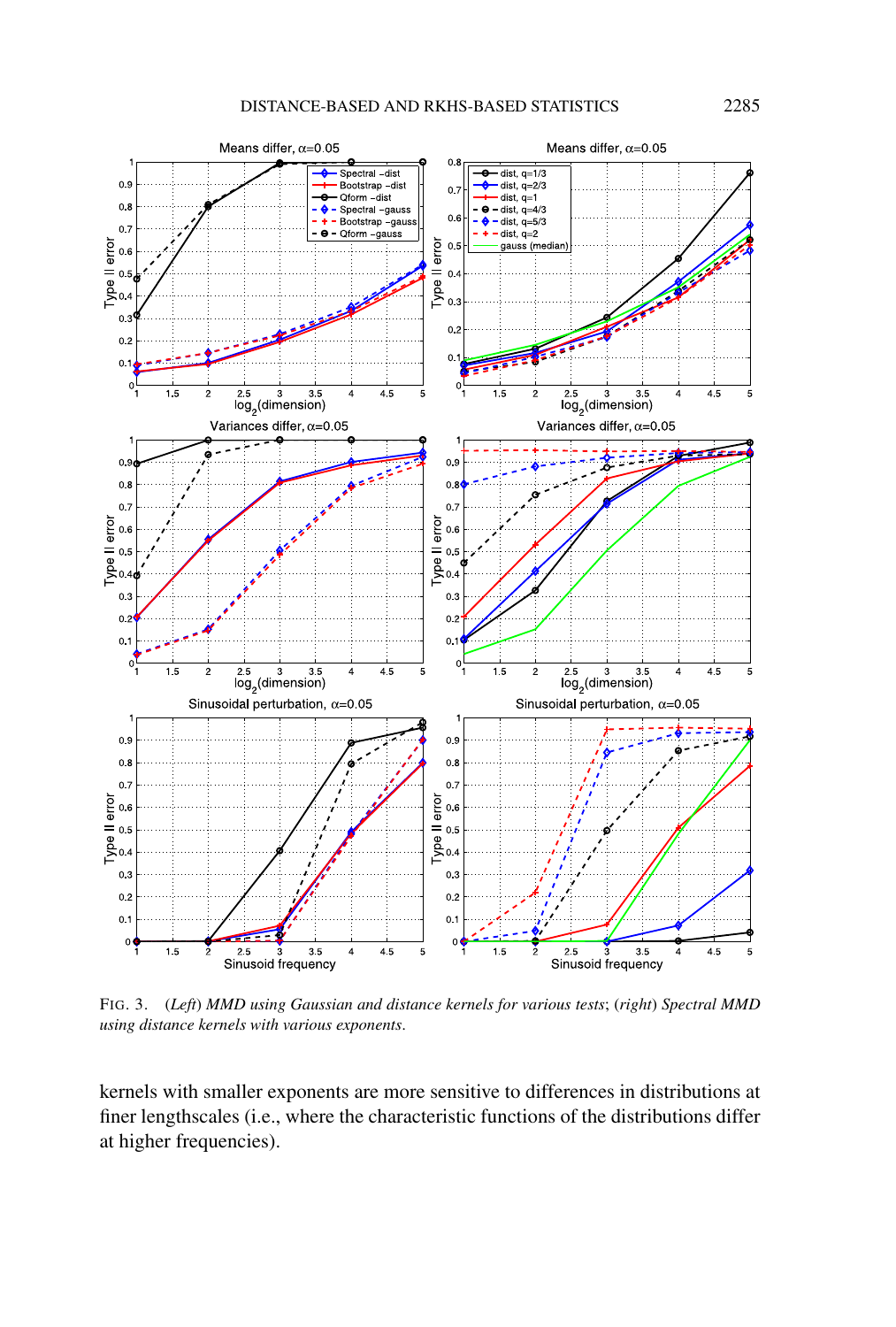FIG. 3. (*Left*) *MMD using Gaussian and distance kernels for various tests*; (*right*) *Spectral MMD using distance kernels with various exponents*.

kernels with smaller exponents are more sensitive to differences in distributions at finer lengthscales (i.e., where the characteristic functions of the distributions differ at higher frequencies).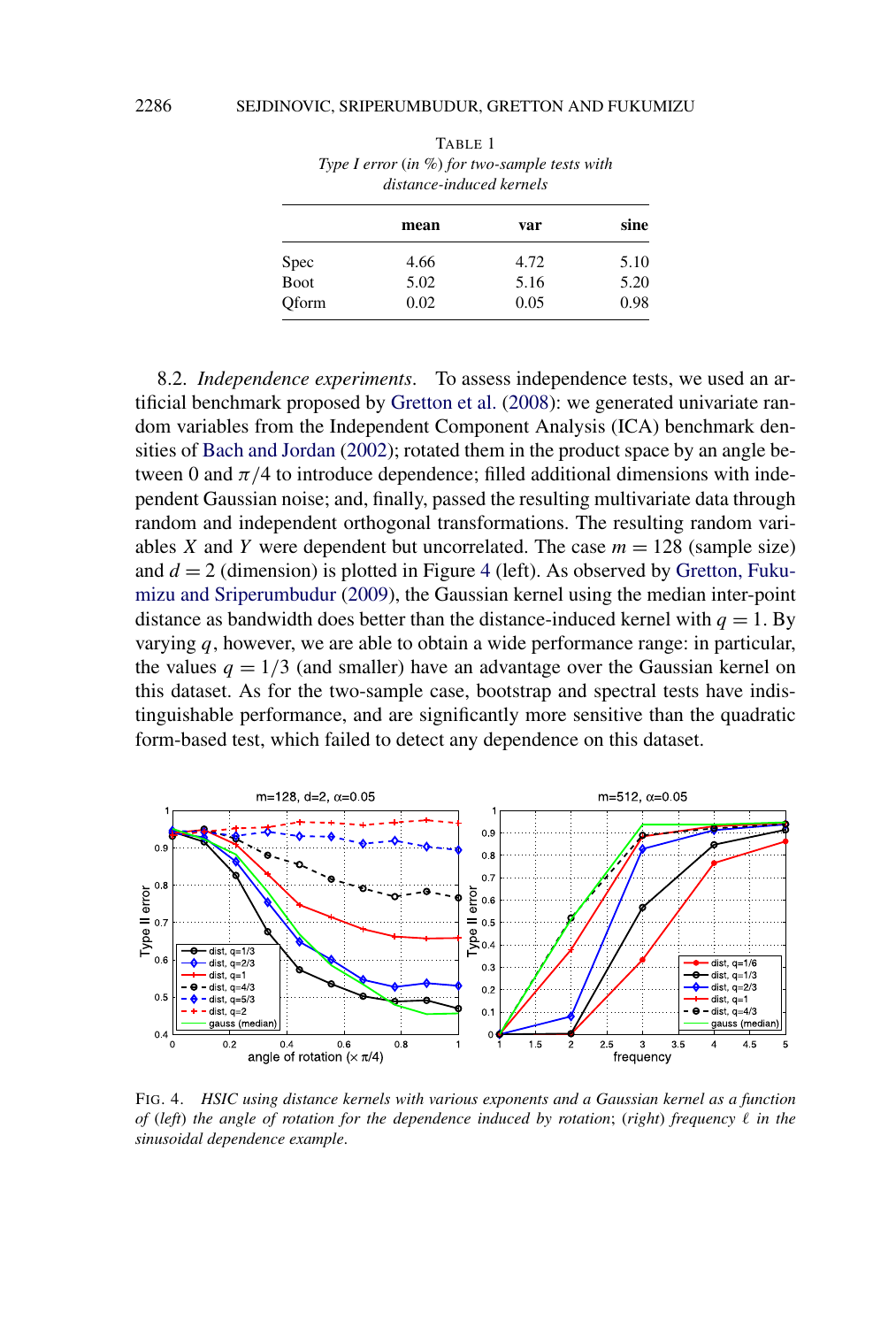TABLE 1
*Type I error (in %) for two-sample tests with distance-induced kernels*

| | mean | var | sine |
|---|---|---|---|
| Spec | 4.66 | 4.72 | 5.10 |
| Boot | 5.02 | 5.16 | 5.20 |
| Qform | 0.02 | 0.05 | 0.98 |

8.2. *Independence experiments.* To assess independence tests, we used an artificial benchmark proposed by Gretton et al. (2008): we generated univariate random variables from the Independent Component Analysis (ICA) benchmark densities of Bach and Jordan (2002); rotated them in the product space by an angle between 0 and $\pi/4$ to introduce dependence; filled additional dimensions with independent Gaussian noise; and, finally, passed the resulting multivariate data through random and independent orthogonal transformations. The resulting random variables $X$ and $Y$ were dependent but uncorrelated. The case $m = 128$ (sample size) and $d = 2$ (dimension) is plotted in Figure 4 (left). As observed by Gretton, Fukumizu and Sriperumbudur (2009), the Gaussian kernel using the median inter-point distance as bandwidth does better than the distance-induced kernel with $q = 1$. By varying $q$, however, we are able to obtain a wide performance range: in particular, the values $q = 1/3$ (and smaller) have an advantage over the Gaussian kernel on this dataset. As for the two-sample case, bootstrap and spectral tests have indistinguishable performance, and are significantly more sensitive than the quadratic form-based test, which failed to detect any dependence on this dataset.

FIG. 4. *HSIC using distance kernels with various exponents and a Gaussian kernel as a function of (left) the angle of rotation for the dependence induced by rotation; (right) frequency $\ell$ in the sinusoidal dependence example.*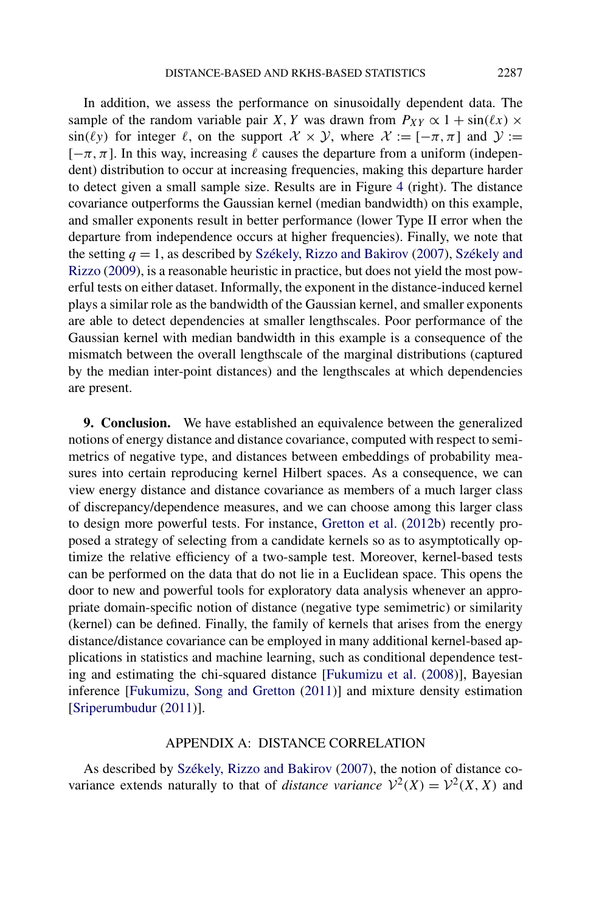In addition, we assess the performance on sinusoidally dependent data. The sample of the random variable pair $X, Y$ was drawn from $P_{XY} \propto 1 + \sin(\ell x) \times \sin(\ell y)$ for integer $\ell$, on the support $\mathcal{X} \times \mathcal{Y}$, where $\mathcal{X} := [-\pi, \pi]$ and $\mathcal{Y} := [-\pi, \pi]$. In this way, increasing $\ell$ causes the departure from a uniform (independent) distribution to occur at increasing frequencies, making this departure harder to detect given a small sample size. Results are in Figure 4 (right). The distance covariance outperforms the Gaussian kernel (median bandwidth) on this example, and smaller exponents result in better performance (lower Type II error when the departure from independence occurs at higher frequencies). Finally, we note that the setting $q = 1$, as described by Székely, Rizzo and Bakirov (2007), Székely and Rizzo (2009), is a reasonable heuristic in practice, but does not yield the most powerful tests on either dataset. Informally, the exponent in the distance-induced kernel plays a similar role as the bandwidth of the Gaussian kernel, and smaller exponents are able to detect dependencies at smaller lengthscales. Poor performance of the Gaussian kernel with median bandwidth in this example is a consequence of the mismatch between the overall lengthscale of the marginal distributions (captured by the median inter-point distances) and the lengthscales at which dependencies are present.

## 9. Conclusion.

We have established an equivalence between the generalized notions of energy distance and distance covariance, computed with respect to semimetrics of negative type, and distances between embeddings of probability measures into certain reproducing kernel Hilbert spaces. As a consequence, we can view energy distance and distance covariance as members of a much larger class of discrepancy/dependence measures, and we can choose among this larger class to design more powerful tests. For instance, Gretton et al. (2012b) recently proposed a strategy of selecting from a candidate kernels so as to asymptotically optimize the relative efficiency of a two-sample test. Moreover, kernel-based tests can be performed on the data that do not lie in a Euclidean space. This opens the door to new and powerful tools for exploratory data analysis whenever an appropriate domain-specific notion of distance (negative type semimetric) or similarity (kernel) can be defined. Finally, the family of kernels that arises from the energy distance/distance covariance can be employed in many additional kernel-based applications in statistics and machine learning, such as conditional dependence testing and estimating the chi-squared distance [Fukumizu et al. (2008)], Bayesian inference [Fukumizu, Song and Gretton (2011)] and mixture density estimation [Sriperumbudur (2011)].

## APPENDIX A: DISTANCE CORRELATION

As described by Székely, Rizzo and Bakirov (2007), the notion of distance covariance extends naturally to that of *distance variance* $\mathcal{V}^2(X) = \mathcal{V}^2(X, X)$ and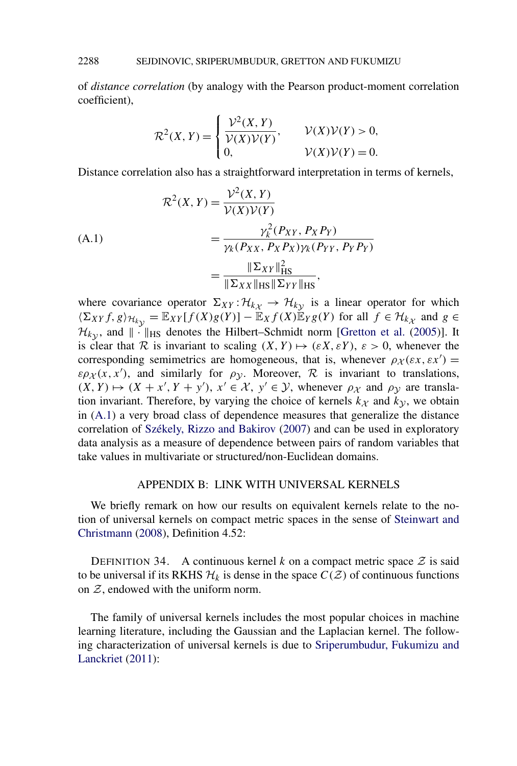of *distance correlation* (by analogy with the Pearson product-moment correlation coefficient),

$$\mathcal{R}^2(X,Y) = \begin{cases} \dfrac{\mathcal{V}^2(X,Y)}{\mathcal{V}(X)\mathcal{V}(Y)}, & \mathcal{V}(X)\mathcal{V}(Y) > 0, \\ 0, & \mathcal{V}(X)\mathcal{V}(Y) = 0. \end{cases}$$

Distance correlation also has a straightforward interpretation in terms of kernels,

$$\begin{aligned} \mathcal{R}^2(X,Y) &= \frac{\mathcal{V}^2(X,Y)}{\mathcal{V}(X)\mathcal{V}(Y)} \\ &= \frac{\gamma_k^2(P_{XY}, P_X P_Y)}{\gamma_k(P_{XX}, P_X P_X)\gamma_k(P_{YY}, P_Y P_Y)} \\ &= \frac{\|\Sigma_{XY}\|_{\mathrm{HS}}^2}{\|\Sigma_{XX}\|_{\mathrm{HS}}\|\Sigma_{YY}\|_{\mathrm{HS}}}, \end{aligned} \tag{A.1}$$

where covariance operator $\Sigma_{XY} : \mathcal{H}_{k_\mathcal{X}} \to \mathcal{H}_{k_\mathcal{Y}}$ is a linear operator for which $\langle \Sigma_{XY} f, g\rangle_{\mathcal{H}_{k_\mathcal{Y}}} = \mathbb{E}_{XY}[f(X)g(Y)] - \mathbb{E}_X f(X)\mathbb{E}_Y g(Y)$ for all $f \in \mathcal{H}_{k_\mathcal{X}}$ and $g \in \mathcal{H}_{k_\mathcal{Y}}$, and $\|\cdot\|_{\mathrm{HS}}$ denotes the Hilbert–Schmidt norm [Gretton et al. (2005)]. It is clear that $\mathcal{R}$ is invariant to scaling $(X,Y) \mapsto (\varepsilon X, \varepsilon Y)$, $\varepsilon > 0$, whenever the corresponding semimetrics are homogeneous, that is, whenever $\rho_\mathcal{X}(\varepsilon x, \varepsilon x') = \varepsilon \rho_\mathcal{X}(x,x')$, and similarly for $\rho_\mathcal{Y}$. Moreover, $\mathcal{R}$ is invariant to translations, $(X,Y) \mapsto (X + x', Y + y')$, $x' \in \mathcal{X}$, $y' \in \mathcal{Y}$, whenever $\rho_\mathcal{X}$ and $\rho_\mathcal{Y}$ are translation invariant. Therefore, by varying the choice of kernels $k_\mathcal{X}$ and $k_\mathcal{Y}$, we obtain in (A.1) a very broad class of dependence measures that generalize the distance correlation of Székely, Rizzo and Bakirov (2007) and can be used in exploratory data analysis as a measure of dependence between pairs of random variables that take values in multivariate or structured/non-Euclidean domains.

## APPENDIX B: LINK WITH UNIVERSAL KERNELS

We briefly remark on how our results on equivalent kernels relate to the notion of universal kernels on compact metric spaces in the sense of Steinwart and Christmann (2008), Definition 4.52:

DEFINITION 34. A continuous kernel $k$ on a compact metric space $\mathcal{Z}$ is said to be universal if its RKHS $\mathcal{H}_k$ is dense in the space $C(\mathcal{Z})$ of continuous functions on $\mathcal{Z}$, endowed with the uniform norm.

The family of universal kernels includes the most popular choices in machine learning literature, including the Gaussian and the Laplacian kernel. The following characterization of universal kernels is due to Sriperumbudur, Fukumizu and Lanckriet (2011):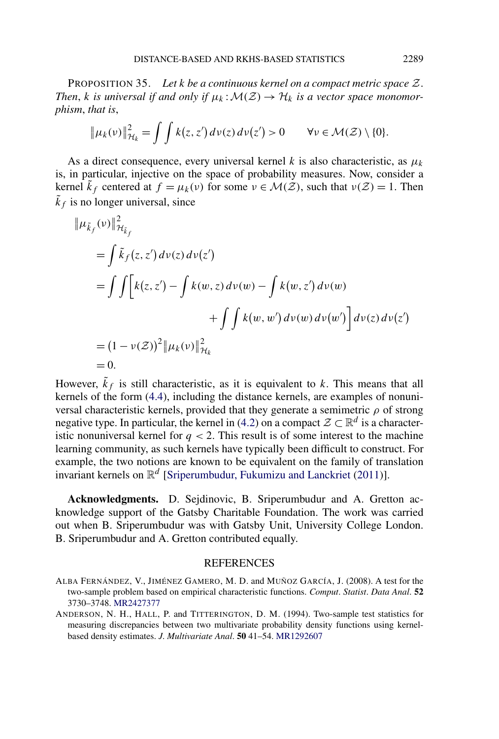PROPOSITION 35. *Let $k$ be a continuous kernel on a compact metric space $\mathcal{Z}$. Then, $k$ is universal if and only if $\mu_k : \mathcal{M}(\mathcal{Z}) \to \mathcal{H}_k$ is a vector space monomorphism, that is,*

$$\|\mu_k(\nu)\|_{\mathcal{H}_k}^2 = \int\int k(z,z')\,d\nu(z)\,d\nu(z') > 0 \qquad \forall \nu \in \mathcal{M}(\mathcal{Z}) \setminus \{0\}.$$

As a direct consequence, every universal kernel $k$ is also characteristic, as $\mu_k$ is, in particular, injective on the space of probability measures. Now, consider a kernel $\tilde{k}_f$ centered at $f = \mu_k(\nu)$ for some $\nu \in \mathcal{M}(\mathcal{Z})$, such that $\nu(\mathcal{Z}) = 1$. Then $\tilde{k}_f$ is no longer universal, since

$$\begin{aligned}
&\|\mu_{\tilde{k}_f}(\nu)\|_{\mathcal{H}_{\tilde{k}_f}}^2 \\
&\quad = \int \tilde{k}_f(z,z')\,d\nu(z)\,d\nu(z') \\
&\quad = \int\int \biggl[k(z,z') - \int k(w,z)\,d\nu(w) - \int k(w,z')\,d\nu(w) \\
&\qquad\qquad + \int\int k(w,w')\,d\nu(w)\,d\nu(w')\biggr]\,d\nu(z)\,d\nu(z') \\
&\quad = (1 - \nu(\mathcal{Z}))^2 \|\mu_k(\nu)\|_{\mathcal{H}_k}^2 \\
&\quad = 0.
\end{aligned}$$

However, $\tilde{k}_f$ is still characteristic, as it is equivalent to $k$. This means that all kernels of the form (4.4), including the distance kernels, are examples of nonuniversal characteristic kernels, provided that they generate a semimetric $\rho$ of strong negative type. In particular, the kernel in (4.2) on a compact $\mathcal{Z} \subset \mathbb{R}^d$ is a characteristic nonuniversal kernel for $q < 2$. This result is of some interest to the machine learning community, as such kernels have typically been difficult to construct. For example, the two notions are known to be equivalent on the family of translation invariant kernels on $\mathbb{R}^d$ [Sriperumbudur, Fukumizu and Lanckriet (2011)].

**Acknowledgments.** D. Sejdinovic, B. Sriperumbudur and A. Gretton acknowledge support of the Gatsby Charitable Foundation. The work was carried out when B. Sriperumbudur was with Gatsby Unit, University College London. B. Sriperumbudur and A. Gretton contributed equally.

## REFERENCES

ALBA FERNÁNDEZ, V., JIMÉNEZ GAMERO, M. D. and MUÑOZ GARCÍA, J. (2008). A test for the two-sample problem based on empirical characteristic functions. *Comput. Statist. Data Anal.* **52** 3730–3748. MR2427377

ANDERSON, N. H., HALL, P. and TITTERINGTON, D. M. (1994). Two-sample test statistics for measuring discrepancies between two multivariate probability density functions using kernel-based density estimates. *J. Multivariate Anal.* **50** 41–54. MR1292607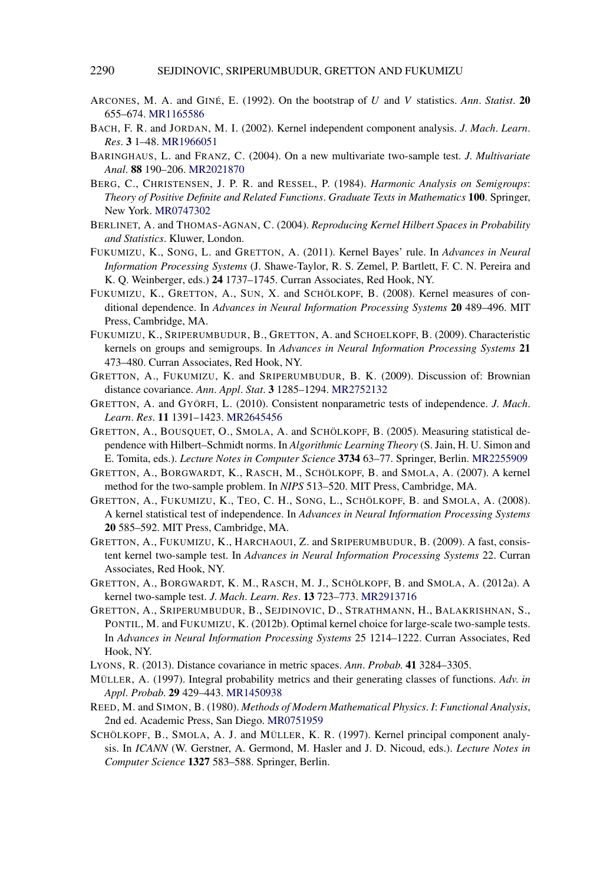ARCONES, M. A. and GINÉ, E. (1992). On the bootstrap of $U$ and $V$ statistics. *Ann. Statist.* **20** 655–674. MR1165586

BACH, F. R. and JORDAN, M. I. (2002). Kernel independent component analysis. *J. Mach. Learn. Res.* **3** 1–48. MR1966051

BARINGHAUS, L. and FRANZ, C. (2004). On a new multivariate two-sample test. *J. Multivariate Anal.* **88** 190–206. MR2021870

BERG, C., CHRISTENSEN, J. P. R. and RESSEL, P. (1984). *Harmonic Analysis on Semigroups: Theory of Positive Definite and Related Functions. Graduate Texts in Mathematics* **100**. Springer, New York. MR0747302

BERLINET, A. and THOMAS-AGNAN, C. (2004). *Reproducing Kernel Hilbert Spaces in Probability and Statistics*. Kluwer, London.

FUKUMIZU, K., SONG, L. and GRETTON, A. (2011). Kernel Bayes' rule. In *Advances in Neural Information Processing Systems* (J. Shawe-Taylor, R. S. Zemel, P. Bartlett, F. C. N. Pereira and K. Q. Weinberger, eds.) **24** 1737–1745. Curran Associates, Red Hook, NY.

FUKUMIZU, K., GRETTON, A., SUN, X. and SCHÖLKOPF, B. (2008). Kernel measures of conditional dependence. In *Advances in Neural Information Processing Systems* **20** 489–496. MIT Press, Cambridge, MA.

FUKUMIZU, K., SRIPERUMBUDUR, B., GRETTON, A. and SCHOELKOPF, B. (2009). Characteristic kernels on groups and semigroups. In *Advances in Neural Information Processing Systems* **21** 473–480. Curran Associates, Red Hook, NY.

GRETTON, A., FUKUMIZU, K. and SRIPERUMBUDUR, B. K. (2009). Discussion of: Brownian distance covariance. *Ann. Appl. Stat.* **3** 1285–1294. MR2752132

GRETTON, A. and GYÖRFI, L. (2010). Consistent nonparametric tests of independence. *J. Mach. Learn. Res.* **11** 1391–1423. MR2645456

GRETTON, A., BOUSQUET, O., SMOLA, A. and SCHÖLKOPF, B. (2005). Measuring statistical dependence with Hilbert–Schmidt norms. In *Algorithmic Learning Theory* (S. Jain, H. U. Simon and E. Tomita, eds.). *Lecture Notes in Computer Science* **3734** 63–77. Springer, Berlin. MR2255909

GRETTON, A., BORGWARDT, K., RASCH, M., SCHÖLKOPF, B. and SMOLA, A. (2007). A kernel method for the two-sample problem. In *NIPS* 513–520. MIT Press, Cambridge, MA.

GRETTON, A., FUKUMIZU, K., TEO, C. H., SONG, L., SCHÖLKOPF, B. and SMOLA, A. (2008). A kernel statistical test of independence. In *Advances in Neural Information Processing Systems* **20** 585–592. MIT Press, Cambridge, MA.

GRETTON, A., FUKUMIZU, K., HARCHAOUI, Z. and SRIPERUMBUDUR, B. (2009). A fast, consistent kernel two-sample test. In *Advances in Neural Information Processing Systems* 22. Curran Associates, Red Hook, NY.

GRETTON, A., BORGWARDT, K. M., RASCH, M. J., SCHÖLKOPF, B. and SMOLA, A. (2012a). A kernel two-sample test. *J. Mach. Learn. Res.* **13** 723–773. MR2913716

GRETTON, A., SRIPERUMBUDUR, B., SEJDINOVIC, D., STRATHMANN, H., BALAKRISHNAN, S., PONTIL, M. and FUKUMIZU, K. (2012b). Optimal kernel choice for large-scale two-sample tests. In *Advances in Neural Information Processing Systems* 25 1214–1222. Curran Associates, Red Hook, NY.

LYONS, R. (2013). Distance covariance in metric spaces. *Ann. Probab.* **41** 3284–3305.

MÜLLER, A. (1997). Integral probability metrics and their generating classes of functions. *Adv. in Appl. Probab.* **29** 429–443. MR1450938

REED, M. and SIMON, B. (1980). *Methods of Modern Mathematical Physics. I: Functional Analysis*, 2nd ed. Academic Press, San Diego. MR0751959

SCHÖLKOPF, B., SMOLA, A. J. and MÜLLER, K. R. (1997). Kernel principal component analysis. In *ICANN* (W. Gerstner, A. Germond, M. Hasler and J. D. Nicoud, eds.). *Lecture Notes in Computer Science* **1327** 583–588. Springer, Berlin.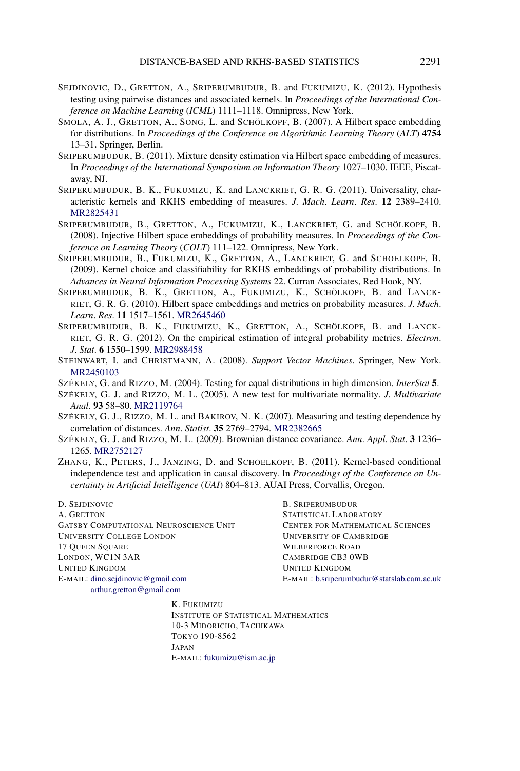SEJDINOVIC, D., GRETTON, A., SRIPERUMBUDUR, B. and FUKUMIZU, K. (2012). Hypothesis testing using pairwise distances and associated kernels. In *Proceedings of the International Conference on Machine Learning* (*ICML*) 1111–1118. Omnipress, New York.

SMOLA, A. J., GRETTON, A., SONG, L. and SCHÖLKOPF, B. (2007). A Hilbert space embedding for distributions. In *Proceedings of the Conference on Algorithmic Learning Theory* (*ALT*) **4754** 13–31. Springer, Berlin.

SRIPERUMBUDUR, B. (2011). Mixture density estimation via Hilbert space embedding of measures. In *Proceedings of the International Symposium on Information Theory* 1027–1030. IEEE, Piscataway, NJ.

SRIPERUMBUDUR, B. K., FUKUMIZU, K. and LANCKRIET, G. R. G. (2011). Universality, characteristic kernels and RKHS embedding of measures. *J. Mach. Learn. Res.* **12** 2389–2410. MR2825431

SRIPERUMBUDUR, B., GRETTON, A., FUKUMIZU, K., LANCKRIET, G. and SCHÖLKOPF, B. (2008). Injective Hilbert space embeddings of probability measures. In *Proceedings of the Conference on Learning Theory* (*COLT*) 111–122. Omnipress, New York.

SRIPERUMBUDUR, B., FUKUMIZU, K., GRETTON, A., LANCKRIET, G. and SCHOELKOPF, B. (2009). Kernel choice and classifiability for RKHS embeddings of probability distributions. In *Advances in Neural Information Processing Systems* 22. Curran Associates, Red Hook, NY.

SRIPERUMBUDUR, B. K., GRETTON, A., FUKUMIZU, K., SCHÖLKOPF, B. and LANCKRIET, G. R. G. (2010). Hilbert space embeddings and metrics on probability measures. *J. Mach. Learn. Res.* **11** 1517–1561. MR2645460

SRIPERUMBUDUR, B. K., FUKUMIZU, K., GRETTON, A., SCHÖLKOPF, B. and LANCKRIET, G. R. G. (2012). On the empirical estimation of integral probability metrics. *Electron. J. Stat.* **6** 1550–1599. MR2988458

STEINWART, I. and CHRISTMANN, A. (2008). *Support Vector Machines*. Springer, New York. MR2450103

SZÉKELY, G. and RIZZO, M. (2004). Testing for equal distributions in high dimension. *InterStat* **5**.

SZÉKELY, G. J. and RIZZO, M. L. (2005). A new test for multivariate normality. *J. Multivariate Anal.* **93** 58–80. MR2119764

SZÉKELY, G. J., RIZZO, M. L. and BAKIROV, N. K. (2007). Measuring and testing dependence by correlation of distances. *Ann. Statist.* **35** 2769–2794. MR2382665

SZÉKELY, G. J. and RIZZO, M. L. (2009). Brownian distance covariance. *Ann. Appl. Stat.* **3** 1236–1265. MR2752127

ZHANG, K., PETERS, J., JANZING, D. and SCHOELKOPF, B. (2011). Kernel-based conditional independence test and application in causal discovery. In *Proceedings of the Conference on Uncertainty in Artificial Intelligence* (*UAI*) 804–813. AUAI Press, Corvallis, Oregon.

D. SEJDINOVIC
A. GRETTON
GATSBY COMPUTATIONAL NEUROSCIENCE UNIT
UNIVERSITY COLLEGE LONDON
17 QUEEN SQUARE
LONDON, WC1N 3AR
UNITED KINGDOM
E-MAIL: dino.sejdinovic@gmail.com
arthur.gretton@gmail.com

B. SRIPERUMBUDUR
STATISTICAL LABORATORY
CENTER FOR MATHEMATICAL SCIENCES
UNIVERSITY OF CAMBRIDGE
WILBERFORCE ROAD
CAMBRIDGE CB3 0WB
UNITED KINGDOM
E-MAIL: b.sriperumbudur@statslab.cam.ac.uk

K. FUKUMIZU
INSTITUTE OF STATISTICAL MATHEMATICS
10-3 MIDORICHO, TACHIKAWA
TOKYO 190-8562
JAPAN
E-MAIL: fukumizu@ism.ac.jp